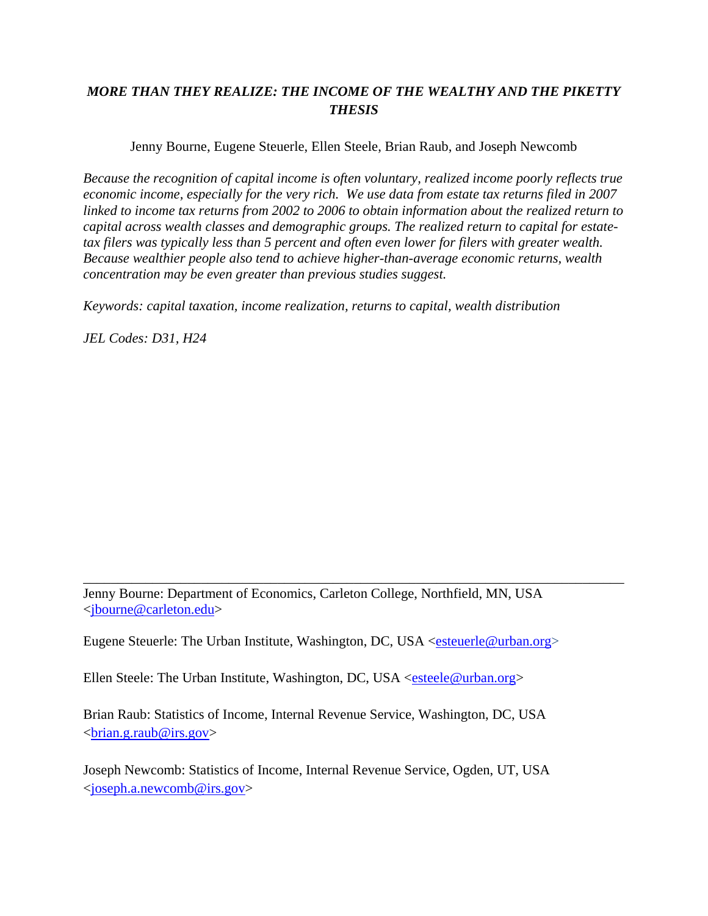# *MORE THAN THEY REALIZE: THE INCOME OF THE WEALTHY AND THE PIKETTY THESIS*

Jenny Bourne, Eugene Steuerle, Ellen Steele, Brian Raub, and Joseph Newcomb

*Because the recognition of capital income is often voluntary, realized income poorly reflects true economic income, especially for the very rich. We use data from estate tax returns filed in 2007 linked to income tax returns from 2002 to 2006 to obtain information about the realized return to capital across wealth classes and demographic groups. The realized return to capital for estate-tax filers was typically less than 5 percent and often even lower for filers with greater wealth. Because wealthier people also tend to achieve higher-than-average economic returns, wealth concentration may be even greater than previous studies suggest.*

*Keywords: capital taxation, income realization, returns to capital, wealth distribution*

*JEL Codes: D31, H24*

---

Jenny Bourne: Department of Economics, Carleton College, Northfield, MN, USA <jbourne@carleton.edu>

Eugene Steuerle: The Urban Institute, Washington, DC, USA <esteuerle@urban.org>

Ellen Steele: The Urban Institute, Washington, DC, USA <esteele@urban.org>

Brian Raub: Statistics of Income, Internal Revenue Service, Washington, DC, USA <brian.g.raub@irs.gov>

Joseph Newcomb: Statistics of Income, Internal Revenue Service, Ogden, UT, USA <joseph.a.newcomb@irs.gov>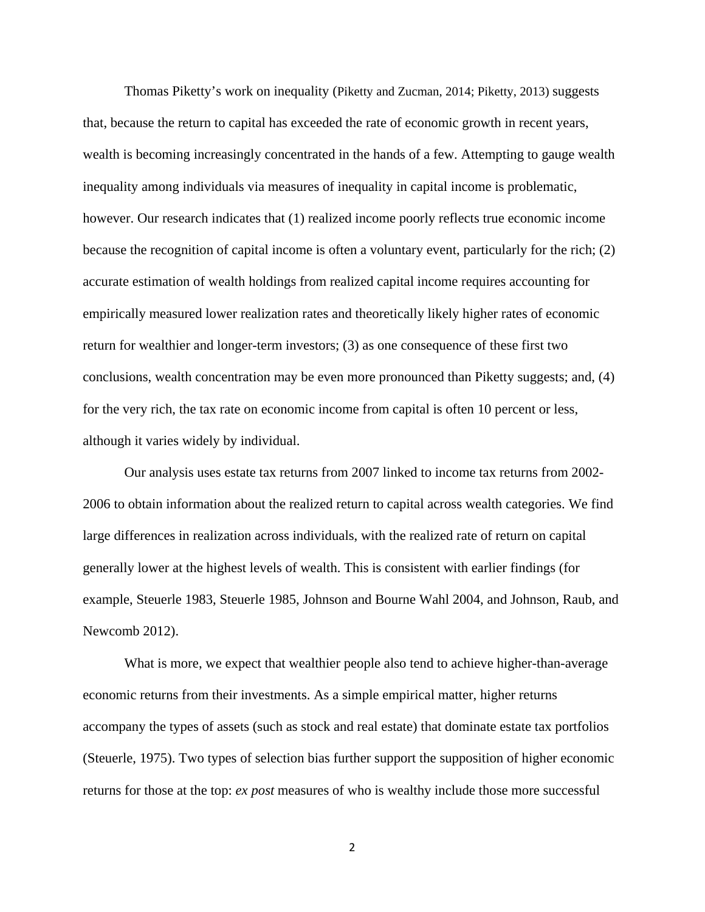Thomas Piketty's work on inequality (Piketty and Zucman, 2014; Piketty, 2013) suggests that, because the return to capital has exceeded the rate of economic growth in recent years, wealth is becoming increasingly concentrated in the hands of a few. Attempting to gauge wealth inequality among individuals via measures of inequality in capital income is problematic, however. Our research indicates that (1) realized income poorly reflects true economic income because the recognition of capital income is often a voluntary event, particularly for the rich; (2) accurate estimation of wealth holdings from realized capital income requires accounting for empirically measured lower realization rates and theoretically likely higher rates of economic return for wealthier and longer-term investors; (3) as one consequence of these first two conclusions, wealth concentration may be even more pronounced than Piketty suggests; and, (4) for the very rich, the tax rate on economic income from capital is often 10 percent or less, although it varies widely by individual.

Our analysis uses estate tax returns from 2007 linked to income tax returns from 2002-2006 to obtain information about the realized return to capital across wealth categories. We find large differences in realization across individuals, with the realized rate of return on capital generally lower at the highest levels of wealth. This is consistent with earlier findings (for example, Steuerle 1983, Steuerle 1985, Johnson and Bourne Wahl 2004, and Johnson, Raub, and Newcomb 2012).

What is more, we expect that wealthier people also tend to achieve higher-than-average economic returns from their investments. As a simple empirical matter, higher returns accompany the types of assets (such as stock and real estate) that dominate estate tax portfolios (Steuerle, 1975). Two types of selection bias further support the supposition of higher economic returns for those at the top: *ex post* measures of who is wealthy include those more successful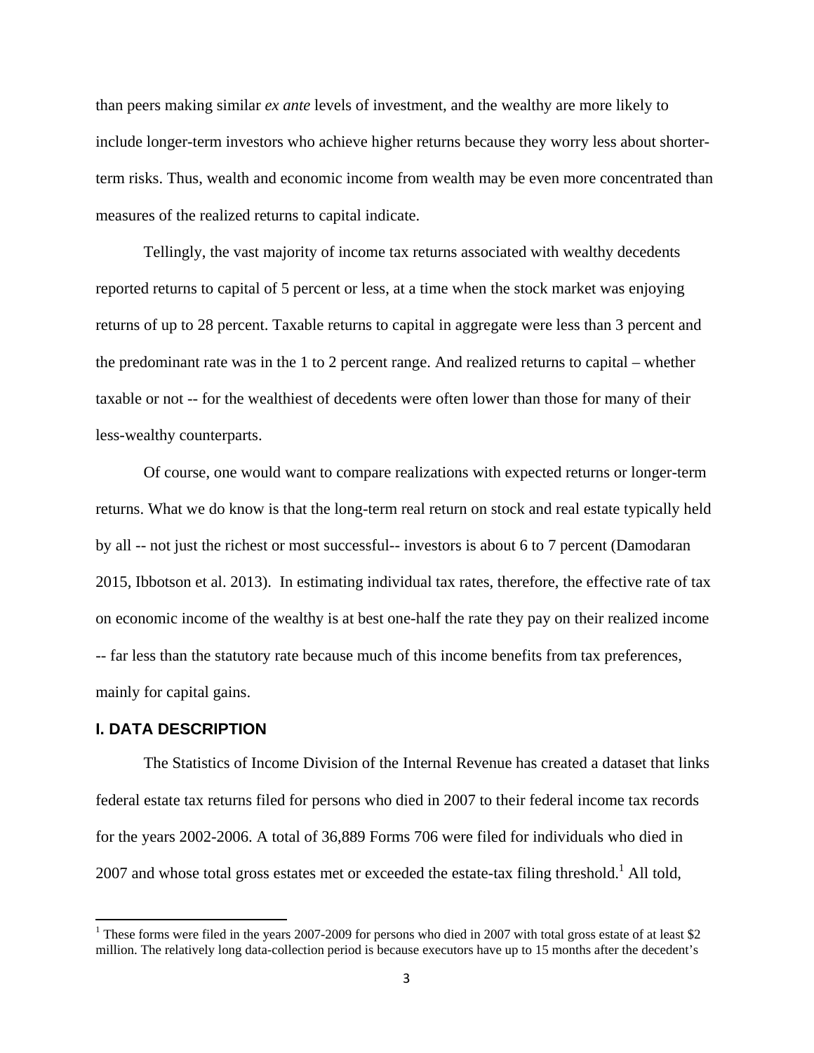than peers making similar *ex ante* levels of investment, and the wealthy are more likely to include longer-term investors who achieve higher returns because they worry less about shorter-term risks. Thus, wealth and economic income from wealth may be even more concentrated than measures of the realized returns to capital indicate.

Tellingly, the vast majority of income tax returns associated with wealthy decedents reported returns to capital of 5 percent or less, at a time when the stock market was enjoying returns of up to 28 percent. Taxable returns to capital in aggregate were less than 3 percent and the predominant rate was in the 1 to 2 percent range. And realized returns to capital – whether taxable or not -- for the wealthiest of decedents were often lower than those for many of their less-wealthy counterparts.

Of course, one would want to compare realizations with expected returns or longer-term returns. What we do know is that the long-term real return on stock and real estate typically held by all -- not just the richest or most successful-- investors is about 6 to 7 percent (Damodaran 2015, Ibbotson et al. 2013). In estimating individual tax rates, therefore, the effective rate of tax on economic income of the wealthy is at best one-half the rate they pay on their realized income -- far less than the statutory rate because much of this income benefits from tax preferences, mainly for capital gains.

## I. DATA DESCRIPTION

The Statistics of Income Division of the Internal Revenue has created a dataset that links federal estate tax returns filed for persons who died in 2007 to their federal income tax records for the years 2002-2006. A total of 36,889 Forms 706 were filed for individuals who died in 2007 and whose total gross estates met or exceeded the estate-tax filing threshold.[1] All told,

[1] These forms were filed in the years 2007-2009 for persons who died in 2007 with total gross estate of at least $2 million. The relatively long data-collection period is because executors have up to 15 months after the decedent's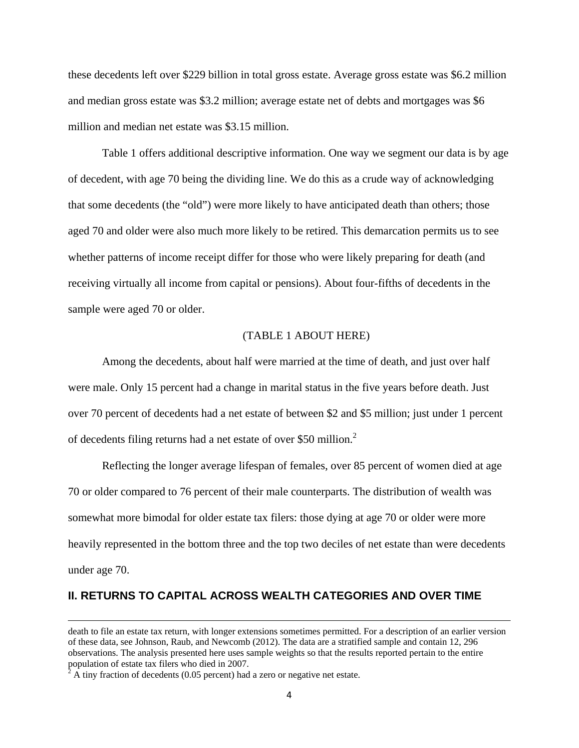these decedents left over $229 billion in total gross estate. Average gross estate was $6.2 million and median gross estate was $3.2 million; average estate net of debts and mortgages was $6 million and median net estate was $3.15 million.

Table 1 offers additional descriptive information. One way we segment our data is by age of decedent, with age 70 being the dividing line. We do this as a crude way of acknowledging that some decedents (the “old”) were more likely to have anticipated death than others; those aged 70 and older were also much more likely to be retired. This demarcation permits us to see whether patterns of income receipt differ for those who were likely preparing for death (and receiving virtually all income from capital or pensions). About four-fifths of decedents in the sample were aged 70 or older.

(TABLE 1 ABOUT HERE)

Among the decedents, about half were married at the time of death, and just over half were male. Only 15 percent had a change in marital status in the five years before death. Just over 70 percent of decedents had a net estate of between $2 and $5 million; just under 1 percent of decedents filing returns had a net estate of over $50 million.[2]

Reflecting the longer average lifespan of females, over 85 percent of women died at age 70 or older compared to 76 percent of their male counterparts. The distribution of wealth was somewhat more bimodal for older estate tax filers: those dying at age 70 or older were more heavily represented in the bottom three and the top two deciles of net estate than were decedents under age 70.

## II. RETURNS TO CAPITAL ACROSS WEALTH CATEGORIES AND OVER TIME

---

death to file an estate tax return, with longer extensions sometimes permitted. For a description of an earlier version of these data, see Johnson, Raub, and Newcomb (2012). The data are a stratified sample and contain 12, 296 observations. The analysis presented here uses sample weights so that the results reported pertain to the entire population of estate tax filers who died in 2007.

[2] A tiny fraction of decedents (0.05 percent) had a zero or negative net estate.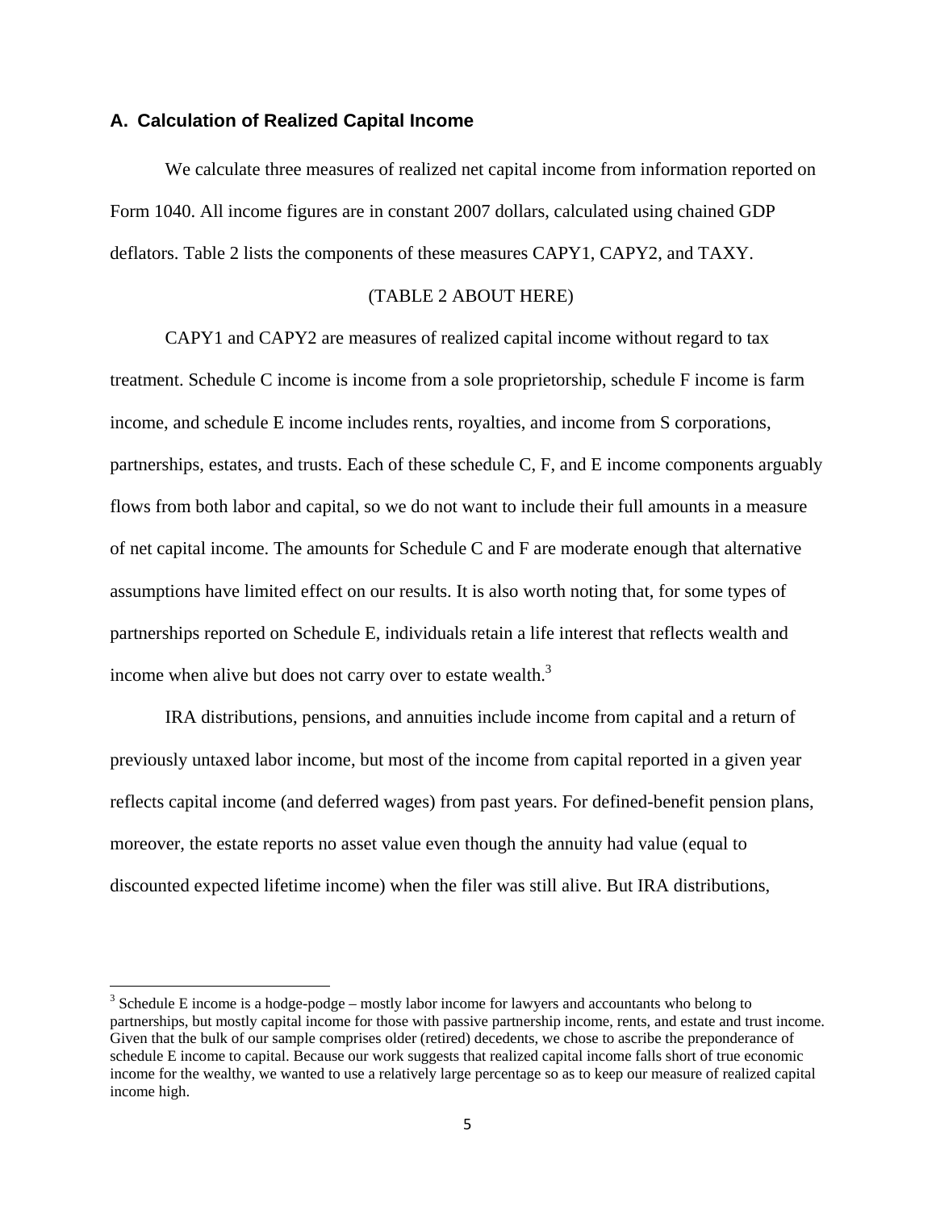### A. Calculation of Realized Capital Income

We calculate three measures of realized net capital income from information reported on Form 1040. All income figures are in constant 2007 dollars, calculated using chained GDP deflators. Table 2 lists the components of these measures CAPY1, CAPY2, and TAXY.

(TABLE 2 ABOUT HERE)

CAPY1 and CAPY2 are measures of realized capital income without regard to tax treatment. Schedule C income is income from a sole proprietorship, schedule F income is farm income, and schedule E income includes rents, royalties, and income from S corporations, partnerships, estates, and trusts. Each of these schedule C, F, and E income components arguably flows from both labor and capital, so we do not want to include their full amounts in a measure of net capital income. The amounts for Schedule C and F are moderate enough that alternative assumptions have limited effect on our results. It is also worth noting that, for some types of partnerships reported on Schedule E, individuals retain a life interest that reflects wealth and income when alive but does not carry over to estate wealth.[3]

IRA distributions, pensions, and annuities include income from capital and a return of previously untaxed labor income, but most of the income from capital reported in a given year reflects capital income (and deferred wages) from past years. For defined-benefit pension plans, moreover, the estate reports no asset value even though the annuity had value (equal to discounted expected lifetime income) when the filer was still alive. But IRA distributions,

[3] Schedule E income is a hodge-podge – mostly labor income for lawyers and accountants who belong to partnerships, but mostly capital income for those with passive partnership income, rents, and estate and trust income. Given that the bulk of our sample comprises older (retired) decedents, we chose to ascribe the preponderance of schedule E income to capital. Because our work suggests that realized capital income falls short of true economic income for the wealthy, we wanted to use a relatively large percentage so as to keep our measure of realized capital income high.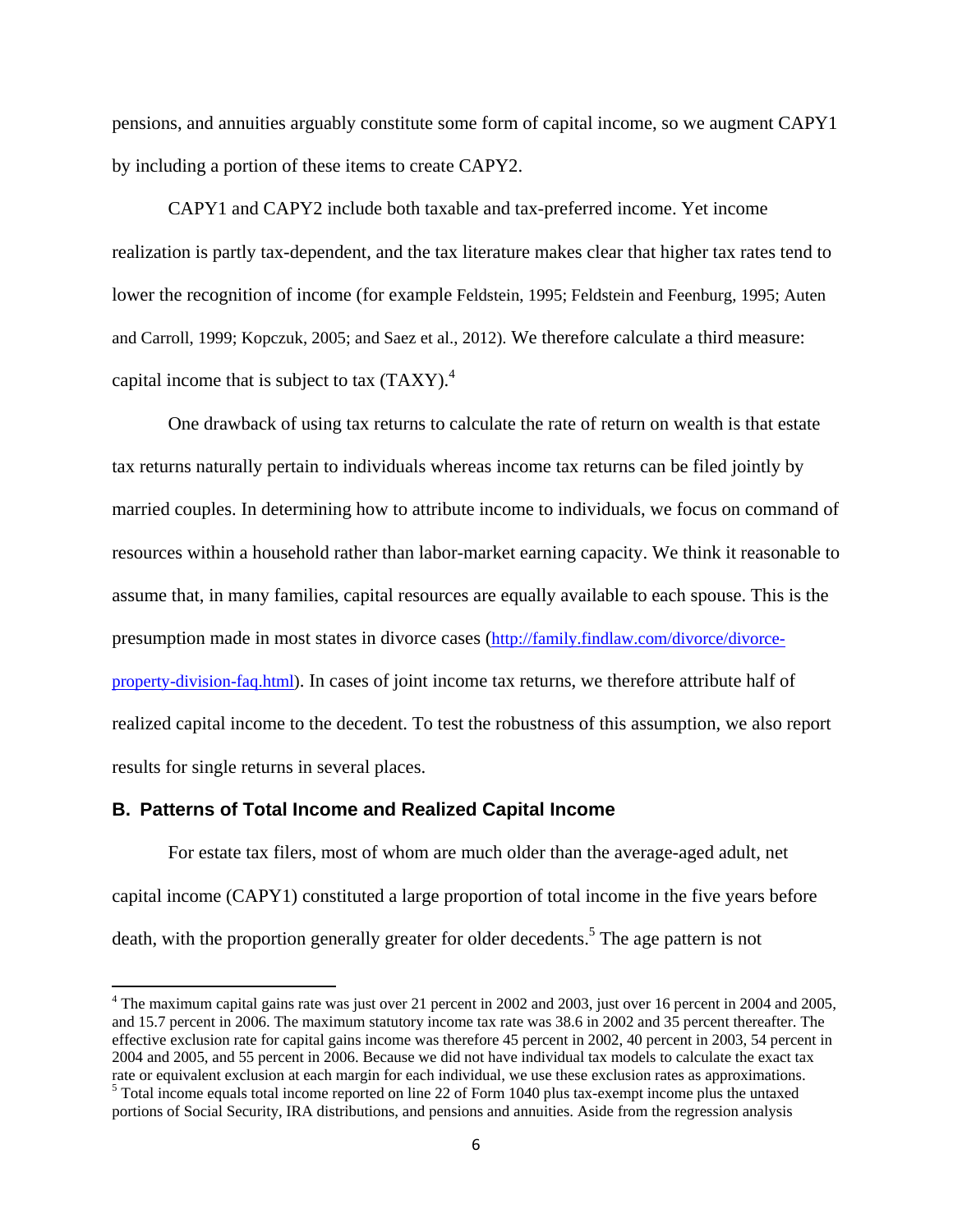pensions, and annuities arguably constitute some form of capital income, so we augment CAPY1 by including a portion of these items to create CAPY2.

CAPY1 and CAPY2 include both taxable and tax-preferred income. Yet income realization is partly tax-dependent, and the tax literature makes clear that higher tax rates tend to lower the recognition of income (for example Feldstein, 1995; Feldstein and Feenburg, 1995; Auten and Carroll, 1999; Kopczuk, 2005; and Saez et al., 2012). We therefore calculate a third measure: capital income that is subject to tax (TAXY).[4]

One drawback of using tax returns to calculate the rate of return on wealth is that estate tax returns naturally pertain to individuals whereas income tax returns can be filed jointly by married couples. In determining how to attribute income to individuals, we focus on command of resources within a household rather than labor-market earning capacity. We think it reasonable to assume that, in many families, capital resources are equally available to each spouse. This is the presumption made in most states in divorce cases (http://family.findlaw.com/divorce/divorce-property-division-faq.html). In cases of joint income tax returns, we therefore attribute half of realized capital income to the decedent. To test the robustness of this assumption, we also report results for single returns in several places.

### B. Patterns of Total Income and Realized Capital Income

For estate tax filers, most of whom are much older than the average-aged adult, net capital income (CAPY1) constituted a large proportion of total income in the five years before death, with the proportion generally greater for older decedents.[5] The age pattern is not

---

[4] The maximum capital gains rate was just over 21 percent in 2002 and 2003, just over 16 percent in 2004 and 2005, and 15.7 percent in 2006. The maximum statutory income tax rate was 38.6 in 2002 and 35 percent thereafter. The effective exclusion rate for capital gains income was therefore 45 percent in 2002, 40 percent in 2003, 54 percent in 2004 and 2005, and 55 percent in 2006. Because we did not have individual tax models to calculate the exact tax rate or equivalent exclusion at each margin for each individual, we use these exclusion rates as approximations.

[5] Total income equals total income reported on line 22 of Form 1040 plus tax-exempt income plus the untaxed portions of Social Security, IRA distributions, and pensions and annuities. Aside from the regression analysis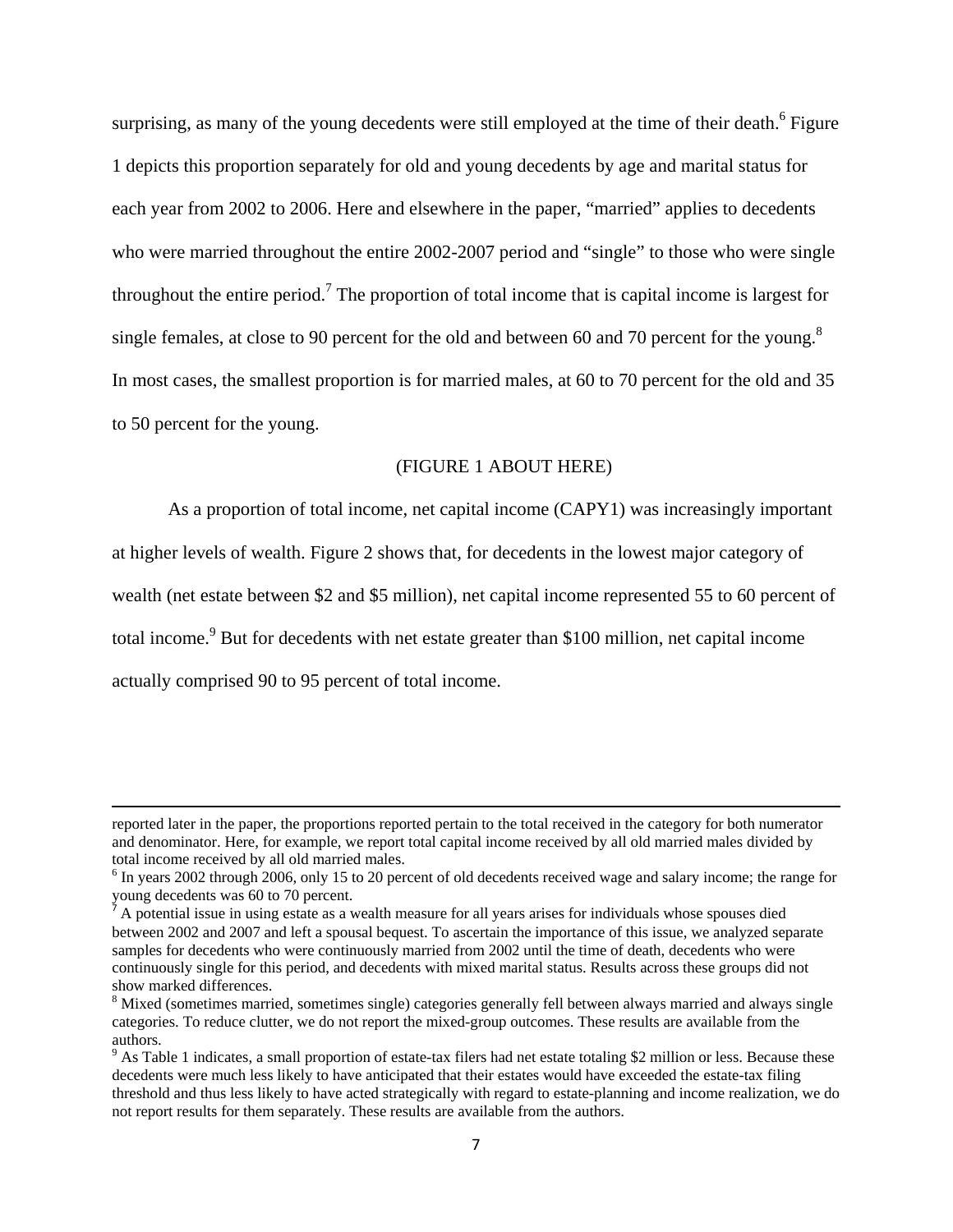surprising, as many of the young decedents were still employed at the time of their death.[6] Figure 1 depicts this proportion separately for old and young decedents by age and marital status for each year from 2002 to 2006. Here and elsewhere in the paper, "married" applies to decedents who were married throughout the entire 2002-2007 period and "single" to those who were single throughout the entire period.[7] The proportion of total income that is capital income is largest for single females, at close to 90 percent for the old and between 60 and 70 percent for the young.[8] In most cases, the smallest proportion is for married males, at 60 to 70 percent for the old and 35 to 50 percent for the young.

(FIGURE 1 ABOUT HERE)

As a proportion of total income, net capital income (CAPY1) was increasingly important at higher levels of wealth. Figure 2 shows that, for decedents in the lowest major category of wealth (net estate between \$2 and \$5 million), net capital income represented 55 to 60 percent of total income.[9] But for decedents with net estate greater than \$100 million, net capital income actually comprised 90 to 95 percent of total income.

---

reported later in the paper, the proportions reported pertain to the total received in the category for both numerator and denominator. Here, for example, we report total capital income received by all old married males divided by total income received by all old married males.

[6] In years 2002 through 2006, only 15 to 20 percent of old decedents received wage and salary income; the range for young decedents was 60 to 70 percent.

[7] A potential issue in using estate as a wealth measure for all years arises for individuals whose spouses died between 2002 and 2007 and left a spousal bequest. To ascertain the importance of this issue, we analyzed separate samples for decedents who were continuously married from 2002 until the time of death, decedents who were continuously single for this period, and decedents with mixed marital status. Results across these groups did not show marked differences.

[8] Mixed (sometimes married, sometimes single) categories generally fell between always married and always single categories. To reduce clutter, we do not report the mixed-group outcomes. These results are available from the authors.

[9] As Table 1 indicates, a small proportion of estate-tax filers had net estate totaling \$2 million or less. Because these decedents were much less likely to have anticipated that their estates would have exceeded the estate-tax filing threshold and thus less likely to have acted strategically with regard to estate-planning and income realization, we do not report results for them separately. These results are available from the authors.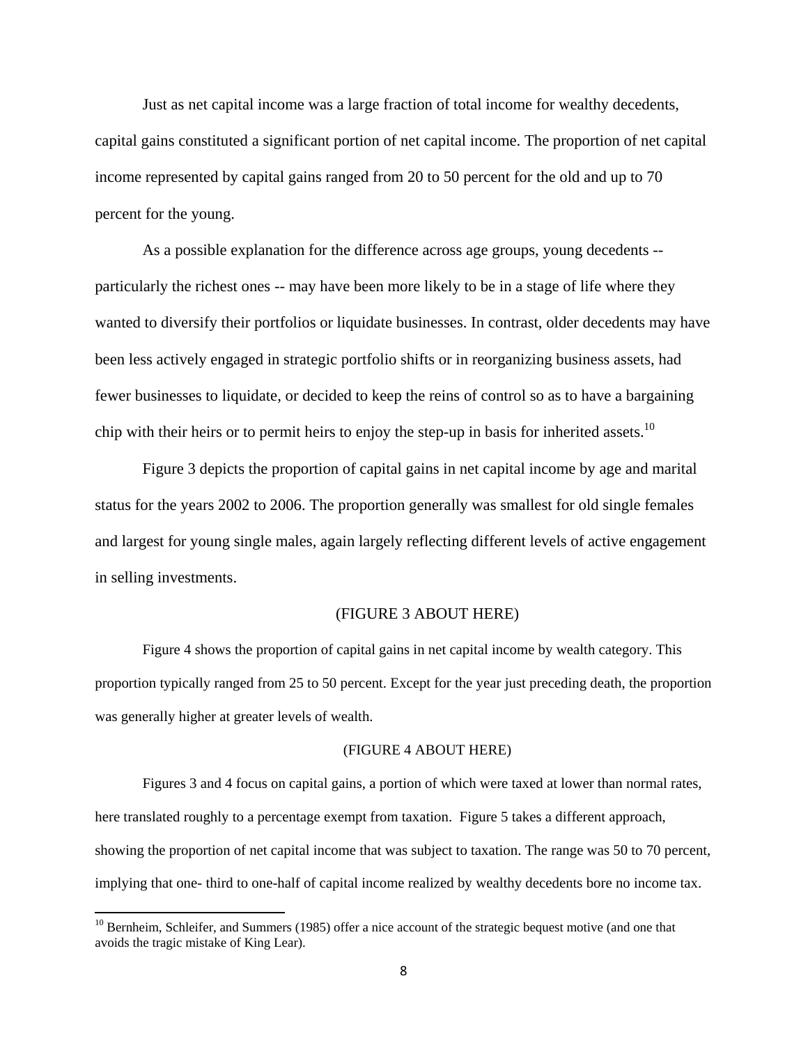Just as net capital income was a large fraction of total income for wealthy decedents, capital gains constituted a significant portion of net capital income. The proportion of net capital income represented by capital gains ranged from 20 to 50 percent for the old and up to 70 percent for the young.

As a possible explanation for the difference across age groups, young decedents -- particularly the richest ones -- may have been more likely to be in a stage of life where they wanted to diversify their portfolios or liquidate businesses. In contrast, older decedents may have been less actively engaged in strategic portfolio shifts or in reorganizing business assets, had fewer businesses to liquidate, or decided to keep the reins of control so as to have a bargaining chip with their heirs or to permit heirs to enjoy the step-up in basis for inherited assets.[10]

Figure 3 depicts the proportion of capital gains in net capital income by age and marital status for the years 2002 to 2006. The proportion generally was smallest for old single females and largest for young single males, again largely reflecting different levels of active engagement in selling investments.

(FIGURE 3 ABOUT HERE)

Figure 4 shows the proportion of capital gains in net capital income by wealth category. This proportion typically ranged from 25 to 50 percent. Except for the year just preceding death, the proportion was generally higher at greater levels of wealth.

(FIGURE 4 ABOUT HERE)

Figures 3 and 4 focus on capital gains, a portion of which were taxed at lower than normal rates, here translated roughly to a percentage exempt from taxation. Figure 5 takes a different approach, showing the proportion of net capital income that was subject to taxation. The range was 50 to 70 percent, implying that one- third to one-half of capital income realized by wealthy decedents bore no income tax.

[10] Bernheim, Schleifer, and Summers (1985) offer a nice account of the strategic bequest motive (and one that avoids the tragic mistake of King Lear).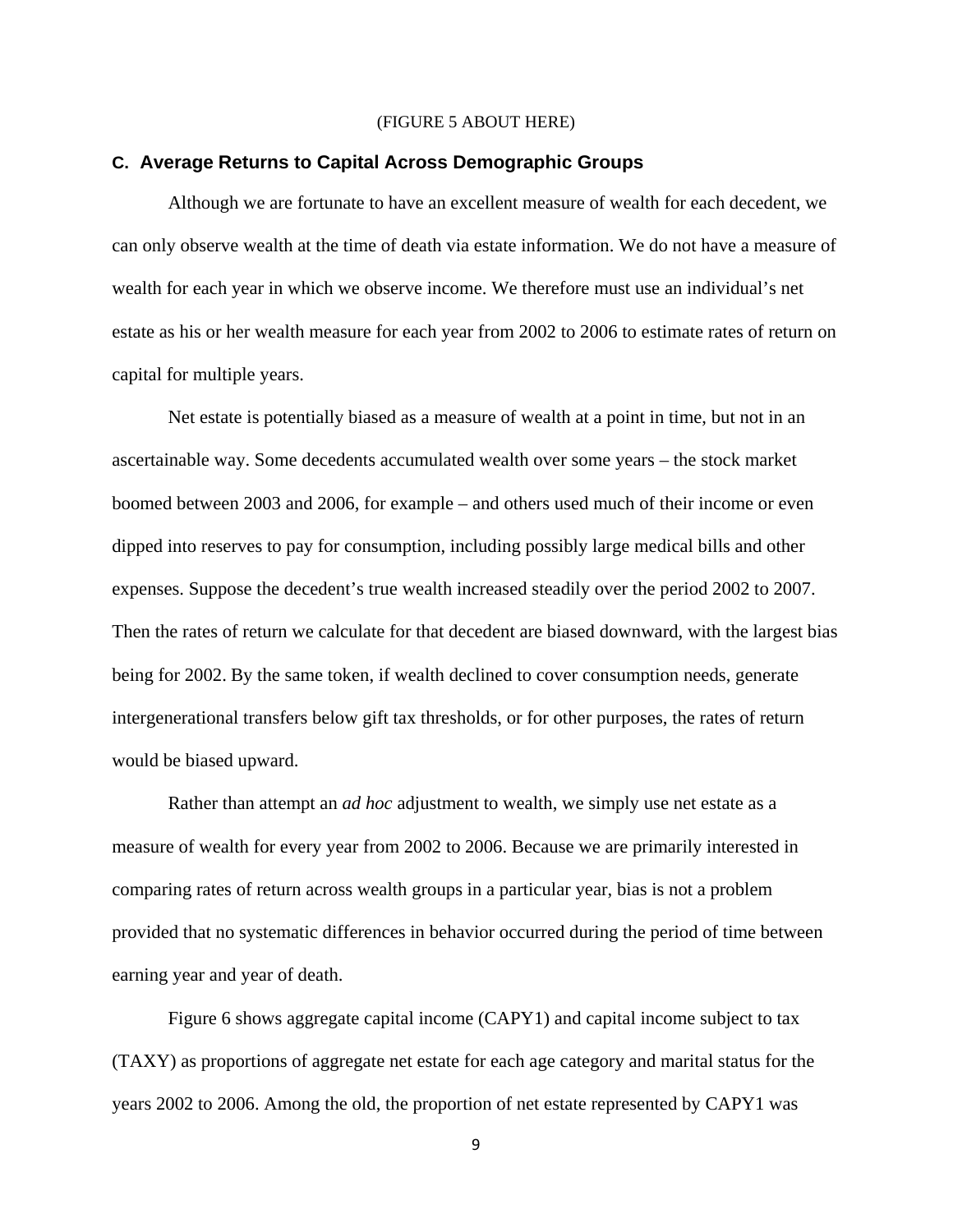(FIGURE 5 ABOUT HERE)

### C. Average Returns to Capital Across Demographic Groups

Although we are fortunate to have an excellent measure of wealth for each decedent, we can only observe wealth at the time of death via estate information. We do not have a measure of wealth for each year in which we observe income. We therefore must use an individual's net estate as his or her wealth measure for each year from 2002 to 2006 to estimate rates of return on capital for multiple years.

Net estate is potentially biased as a measure of wealth at a point in time, but not in an ascertainable way. Some decedents accumulated wealth over some years – the stock market boomed between 2003 and 2006, for example – and others used much of their income or even dipped into reserves to pay for consumption, including possibly large medical bills and other expenses. Suppose the decedent's true wealth increased steadily over the period 2002 to 2007. Then the rates of return we calculate for that decedent are biased downward, with the largest bias being for 2002. By the same token, if wealth declined to cover consumption needs, generate intergenerational transfers below gift tax thresholds, or for other purposes, the rates of return would be biased upward.

Rather than attempt an *ad hoc* adjustment to wealth, we simply use net estate as a measure of wealth for every year from 2002 to 2006. Because we are primarily interested in comparing rates of return across wealth groups in a particular year, bias is not a problem provided that no systematic differences in behavior occurred during the period of time between earning year and year of death.

Figure 6 shows aggregate capital income (CAPY1) and capital income subject to tax (TAXY) as proportions of aggregate net estate for each age category and marital status for the years 2002 to 2006. Among the old, the proportion of net estate represented by CAPY1 was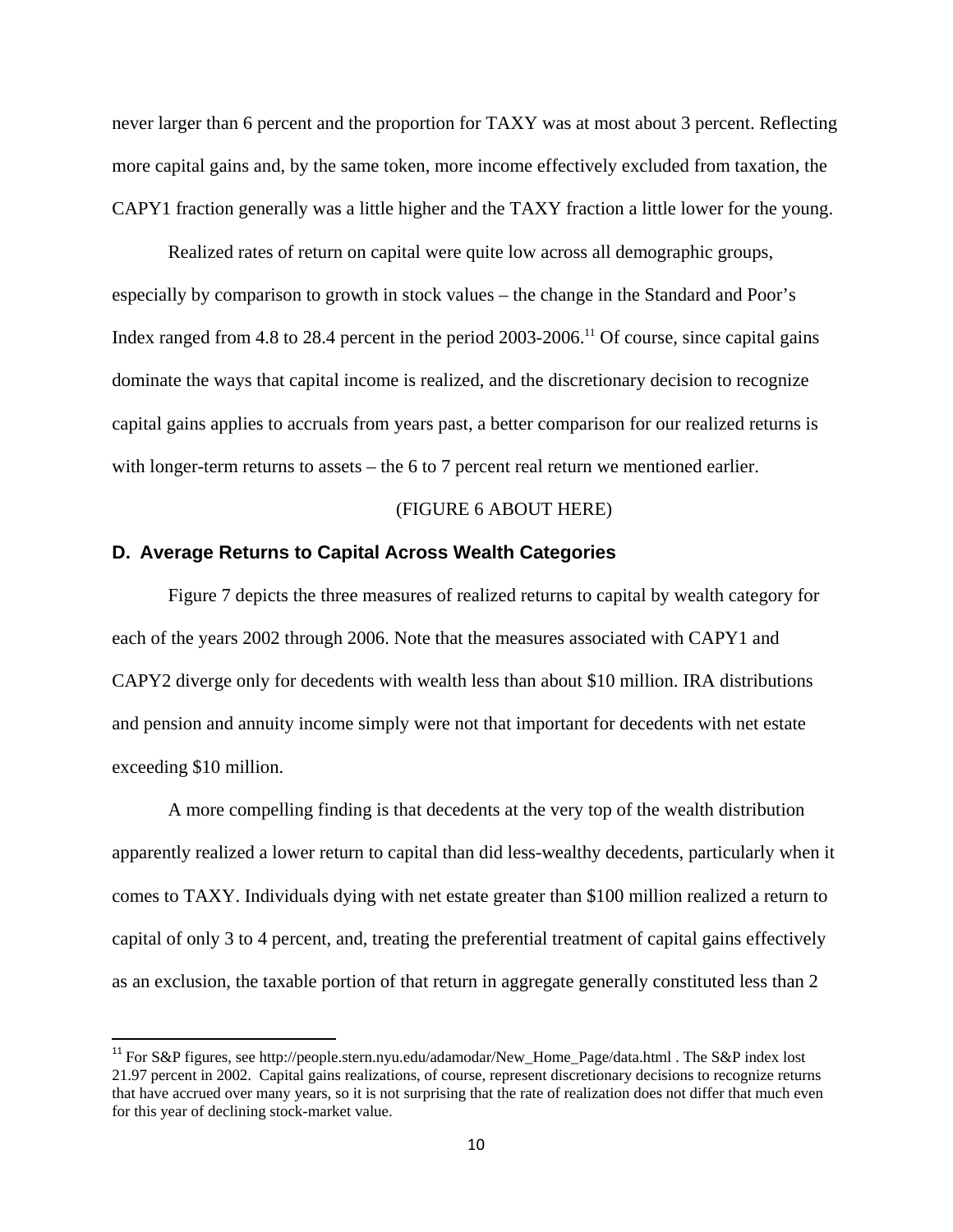never larger than 6 percent and the proportion for TAXY was at most about 3 percent. Reflecting more capital gains and, by the same token, more income effectively excluded from taxation, the CAPY1 fraction generally was a little higher and the TAXY fraction a little lower for the young.

Realized rates of return on capital were quite low across all demographic groups, especially by comparison to growth in stock values – the change in the Standard and Poor's Index ranged from 4.8 to 28.4 percent in the period 2003-2006.[11] Of course, since capital gains dominate the ways that capital income is realized, and the discretionary decision to recognize capital gains applies to accruals from years past, a better comparison for our realized returns is with longer-term returns to assets – the 6 to 7 percent real return we mentioned earlier.

(FIGURE 6 ABOUT HERE)

### D. Average Returns to Capital Across Wealth Categories

Figure 7 depicts the three measures of realized returns to capital by wealth category for each of the years 2002 through 2006. Note that the measures associated with CAPY1 and CAPY2 diverge only for decedents with wealth less than about $10 million. IRA distributions and pension and annuity income simply were not that important for decedents with net estate exceeding $10 million.

A more compelling finding is that decedents at the very top of the wealth distribution apparently realized a lower return to capital than did less-wealthy decedents, particularly when it comes to TAXY. Individuals dying with net estate greater than $100 million realized a return to capital of only 3 to 4 percent, and, treating the preferential treatment of capital gains effectively as an exclusion, the taxable portion of that return in aggregate generally constituted less than 2

---

[11] For S&P figures, see http://people.stern.nyu.edu/adamodar/New_Home_Page/data.html . The S&P index lost 21.97 percent in 2002. Capital gains realizations, of course, represent discretionary decisions to recognize returns that have accrued over many years, so it is not surprising that the rate of realization does not differ that much even for this year of declining stock-market value.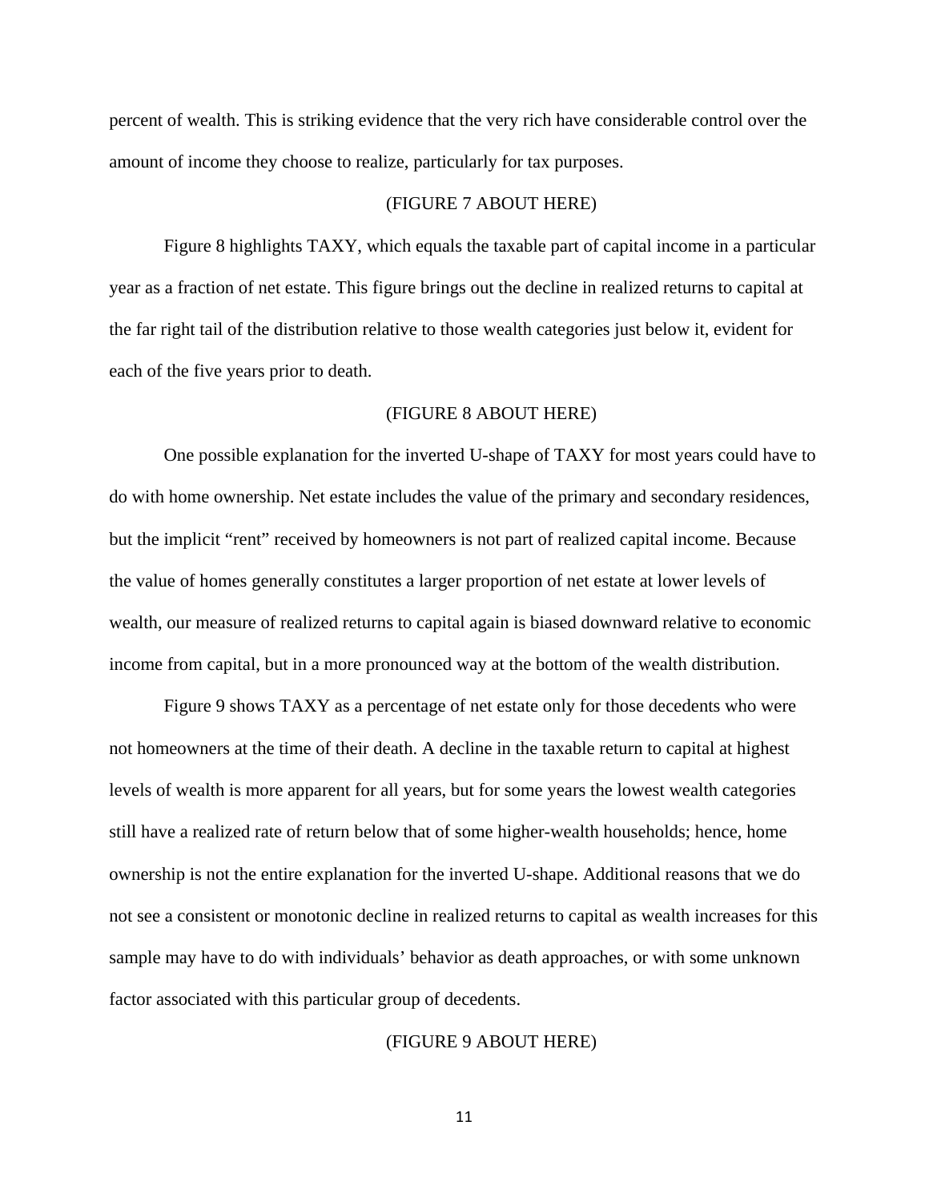percent of wealth. This is striking evidence that the very rich have considerable control over the amount of income they choose to realize, particularly for tax purposes.

(FIGURE 7 ABOUT HERE)

Figure 8 highlights TAXY, which equals the taxable part of capital income in a particular year as a fraction of net estate. This figure brings out the decline in realized returns to capital at the far right tail of the distribution relative to those wealth categories just below it, evident for each of the five years prior to death.

(FIGURE 8 ABOUT HERE)

One possible explanation for the inverted U-shape of TAXY for most years could have to do with home ownership. Net estate includes the value of the primary and secondary residences, but the implicit "rent" received by homeowners is not part of realized capital income. Because the value of homes generally constitutes a larger proportion of net estate at lower levels of wealth, our measure of realized returns to capital again is biased downward relative to economic income from capital, but in a more pronounced way at the bottom of the wealth distribution.

Figure 9 shows TAXY as a percentage of net estate only for those decedents who were not homeowners at the time of their death. A decline in the taxable return to capital at highest levels of wealth is more apparent for all years, but for some years the lowest wealth categories still have a realized rate of return below that of some higher-wealth households; hence, home ownership is not the entire explanation for the inverted U-shape. Additional reasons that we do not see a consistent or monotonic decline in realized returns to capital as wealth increases for this sample may have to do with individuals' behavior as death approaches, or with some unknown factor associated with this particular group of decedents.

(FIGURE 9 ABOUT HERE)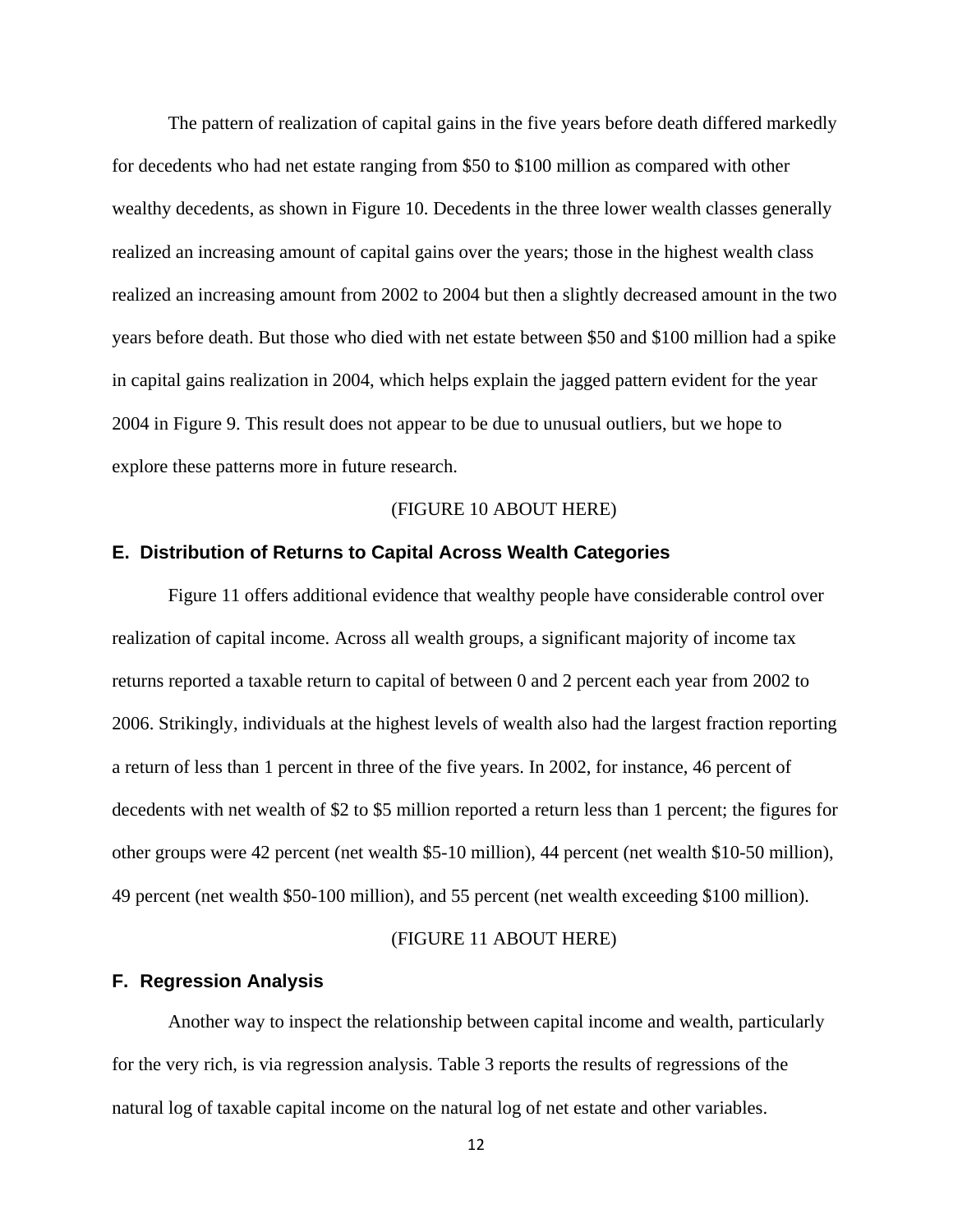The pattern of realization of capital gains in the five years before death differed markedly for decedents who had net estate ranging from $50 to $100 million as compared with other wealthy decedents, as shown in Figure 10. Decedents in the three lower wealth classes generally realized an increasing amount of capital gains over the years; those in the highest wealth class realized an increasing amount from 2002 to 2004 but then a slightly decreased amount in the two years before death. But those who died with net estate between $50 and $100 million had a spike in capital gains realization in 2004, which helps explain the jagged pattern evident for the year 2004 in Figure 9. This result does not appear to be due to unusual outliers, but we hope to explore these patterns more in future research.

(FIGURE 10 ABOUT HERE)

### E. Distribution of Returns to Capital Across Wealth Categories

Figure 11 offers additional evidence that wealthy people have considerable control over realization of capital income. Across all wealth groups, a significant majority of income tax returns reported a taxable return to capital of between 0 and 2 percent each year from 2002 to 2006. Strikingly, individuals at the highest levels of wealth also had the largest fraction reporting a return of less than 1 percent in three of the five years. In 2002, for instance, 46 percent of decedents with net wealth of $2 to $5 million reported a return less than 1 percent; the figures for other groups were 42 percent (net wealth $5-10 million), 44 percent (net wealth $10-50 million), 49 percent (net wealth $50-100 million), and 55 percent (net wealth exceeding $100 million).

(FIGURE 11 ABOUT HERE)

### F. Regression Analysis

Another way to inspect the relationship between capital income and wealth, particularly for the very rich, is via regression analysis. Table 3 reports the results of regressions of the natural log of taxable capital income on the natural log of net estate and other variables.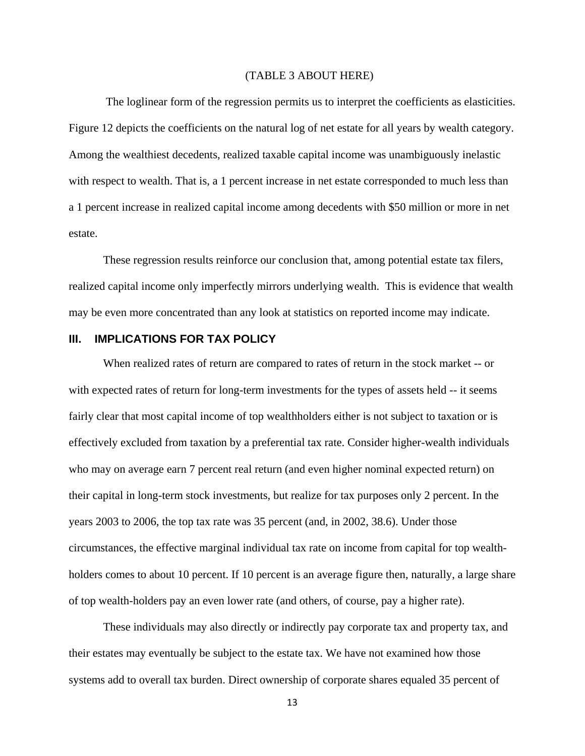(TABLE 3 ABOUT HERE)

The loglinear form of the regression permits us to interpret the coefficients as elasticities. Figure 12 depicts the coefficients on the natural log of net estate for all years by wealth category. Among the wealthiest decedents, realized taxable capital income was unambiguously inelastic with respect to wealth. That is, a 1 percent increase in net estate corresponded to much less than a 1 percent increase in realized capital income among decedents with $50 million or more in net estate.

These regression results reinforce our conclusion that, among potential estate tax filers, realized capital income only imperfectly mirrors underlying wealth. This is evidence that wealth may be even more concentrated than any look at statistics on reported income may indicate.

## III. IMPLICATIONS FOR TAX POLICY

When realized rates of return are compared to rates of return in the stock market -- or with expected rates of return for long-term investments for the types of assets held -- it seems fairly clear that most capital income of top wealthholders either is not subject to taxation or is effectively excluded from taxation by a preferential tax rate. Consider higher-wealth individuals who may on average earn 7 percent real return (and even higher nominal expected return) on their capital in long-term stock investments, but realize for tax purposes only 2 percent. In the years 2003 to 2006, the top tax rate was 35 percent (and, in 2002, 38.6). Under those circumstances, the effective marginal individual tax rate on income from capital for top wealth-holders comes to about 10 percent. If 10 percent is an average figure then, naturally, a large share of top wealth-holders pay an even lower rate (and others, of course, pay a higher rate).

These individuals may also directly or indirectly pay corporate tax and property tax, and their estates may eventually be subject to the estate tax. We have not examined how those systems add to overall tax burden. Direct ownership of corporate shares equaled 35 percent of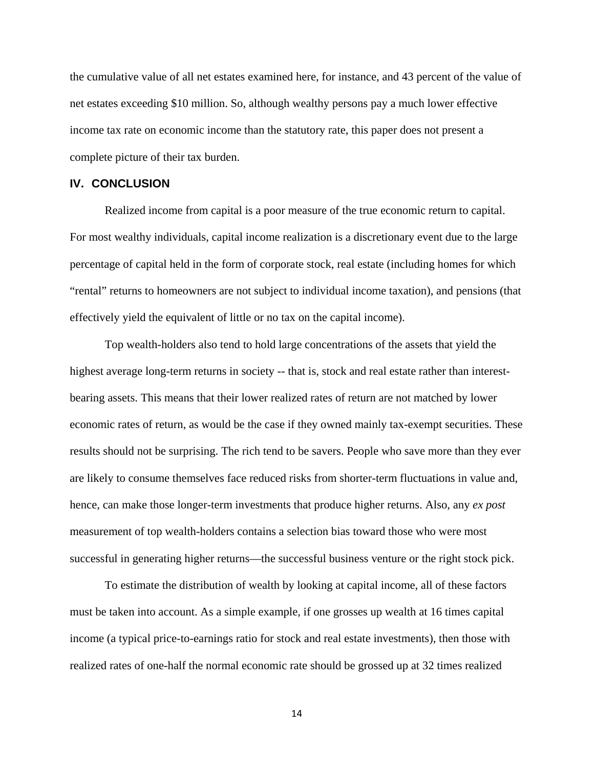the cumulative value of all net estates examined here, for instance, and 43 percent of the value of net estates exceeding $10 million. So, although wealthy persons pay a much lower effective income tax rate on economic income than the statutory rate, this paper does not present a complete picture of their tax burden.

## IV. CONCLUSION

Realized income from capital is a poor measure of the true economic return to capital. For most wealthy individuals, capital income realization is a discretionary event due to the large percentage of capital held in the form of corporate stock, real estate (including homes for which "rental" returns to homeowners are not subject to individual income taxation), and pensions (that effectively yield the equivalent of little or no tax on the capital income).

Top wealth-holders also tend to hold large concentrations of the assets that yield the highest average long-term returns in society -- that is, stock and real estate rather than interest-bearing assets. This means that their lower realized rates of return are not matched by lower economic rates of return, as would be the case if they owned mainly tax-exempt securities. These results should not be surprising. The rich tend to be savers. People who save more than they ever are likely to consume themselves face reduced risks from shorter-term fluctuations in value and, hence, can make those longer-term investments that produce higher returns. Also, any *ex post* measurement of top wealth-holders contains a selection bias toward those who were most successful in generating higher returns—the successful business venture or the right stock pick.

To estimate the distribution of wealth by looking at capital income, all of these factors must be taken into account. As a simple example, if one grosses up wealth at 16 times capital income (a typical price-to-earnings ratio for stock and real estate investments), then those with realized rates of one-half the normal economic rate should be grossed up at 32 times realized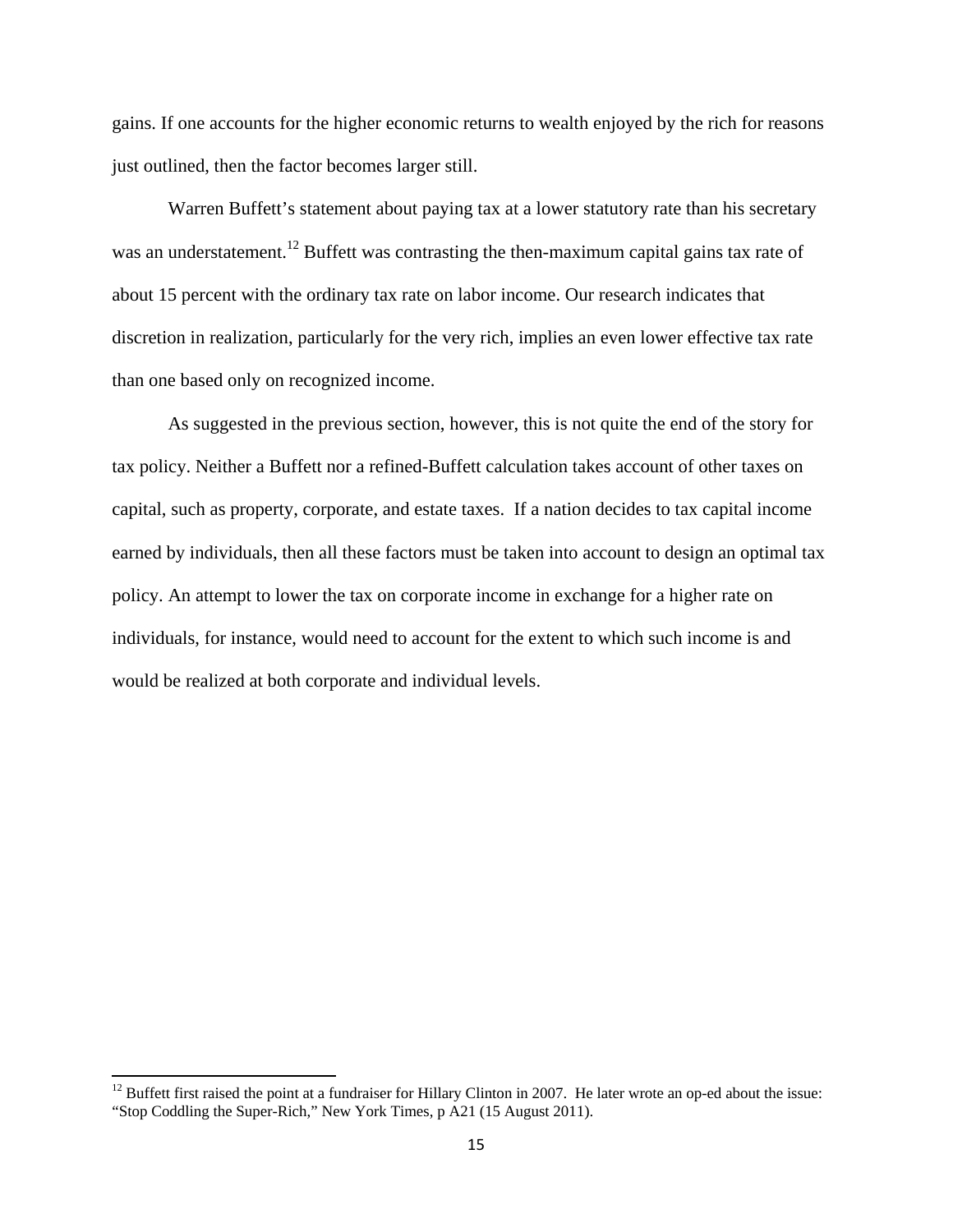gains. If one accounts for the higher economic returns to wealth enjoyed by the rich for reasons just outlined, then the factor becomes larger still.

Warren Buffett's statement about paying tax at a lower statutory rate than his secretary was an understatement.[12] Buffett was contrasting the then-maximum capital gains tax rate of about 15 percent with the ordinary tax rate on labor income. Our research indicates that discretion in realization, particularly for the very rich, implies an even lower effective tax rate than one based only on recognized income.

As suggested in the previous section, however, this is not quite the end of the story for tax policy. Neither a Buffett nor a refined-Buffett calculation takes account of other taxes on capital, such as property, corporate, and estate taxes. If a nation decides to tax capital income earned by individuals, then all these factors must be taken into account to design an optimal tax policy. An attempt to lower the tax on corporate income in exchange for a higher rate on individuals, for instance, would need to account for the extent to which such income is and would be realized at both corporate and individual levels.

[12] Buffett first raised the point at a fundraiser for Hillary Clinton in 2007. He later wrote an op-ed about the issue: "Stop Coddling the Super-Rich," New York Times, p A21 (15 August 2011).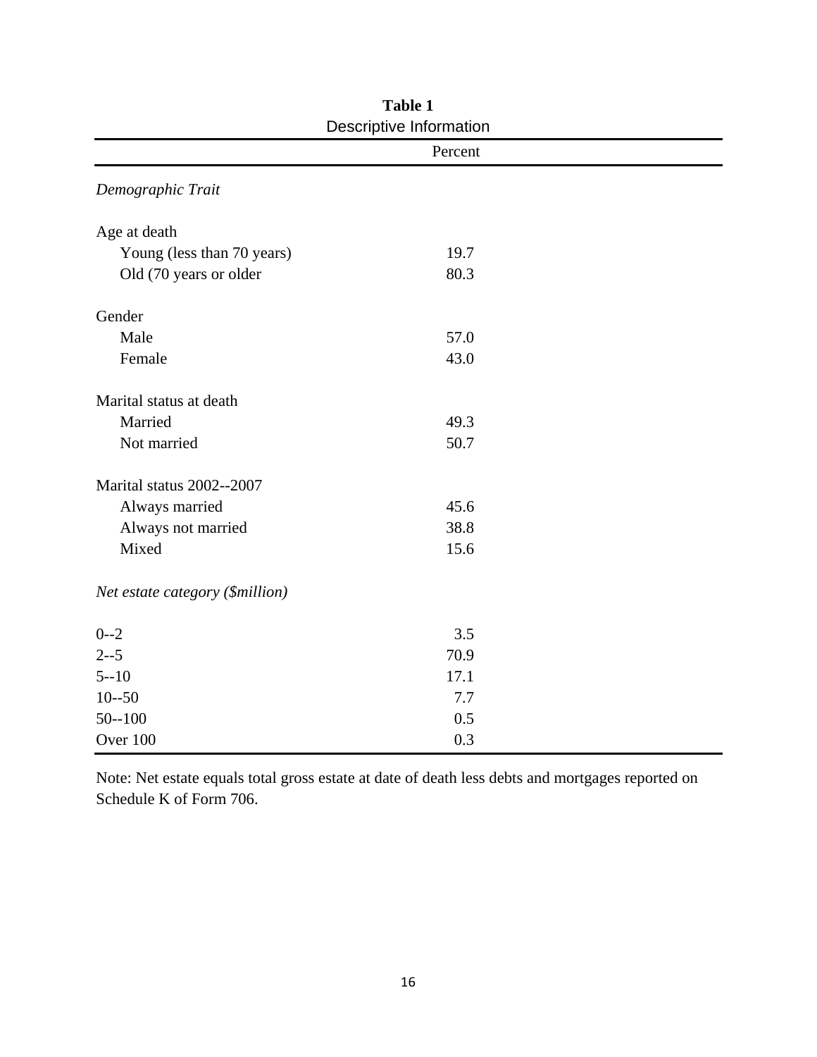**Table 1**
Descriptive Information

| | Percent |
|---|---|
| *Demographic Trait* | |
| Age at death | |
| Young (less than 70 years) | 19.7 |
| Old (70 years or older | 80.3 |
| Gender | |
| Male | 57.0 |
| Female | 43.0 |
| Marital status at death | |
| Married | 49.3 |
| Not married | 50.7 |
| Marital status 2002--2007 | |
| Always married | 45.6 |
| Always not married | 38.8 |
| Mixed | 15.6 |
| *Net estate category ($million)* | |
| 0--2 | 3.5 |
| 2--5 | 70.9 |
| 5--10 | 17.1 |
| 10--50 | 7.7 |
| 50--100 | 0.5 |
| Over 100 | 0.3 |

Note: Net estate equals total gross estate at date of death less debts and mortgages reported on Schedule K of Form 706.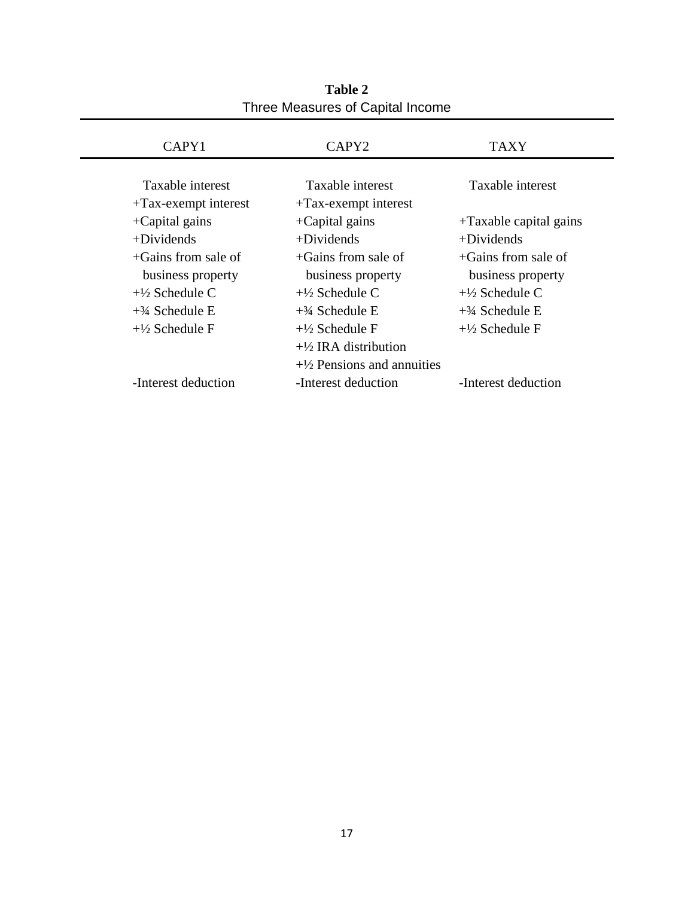**Table 2**

Three Measures of Capital Income

| CAPY1 | CAPY2 | TAXY |
|---|---|---|
| Taxable interest | Taxable interest | Taxable interest |
| +Tax-exempt interest | +Tax-exempt interest | |
| +Capital gains | +Capital gains | +Taxable capital gains |
| +Dividends | +Dividends | +Dividends |
| +Gains from sale of business property | +Gains from sale of business property | +Gains from sale of business property |
| +½ Schedule C | +½ Schedule C | +½ Schedule C |
| +¾ Schedule E | +¾ Schedule E | +¾ Schedule E |
| +½ Schedule F | +½ Schedule F | +½ Schedule F |
| | +½ IRA distribution | |
| | +½ Pensions and annuities | |
| -Interest deduction | -Interest deduction | -Interest deduction |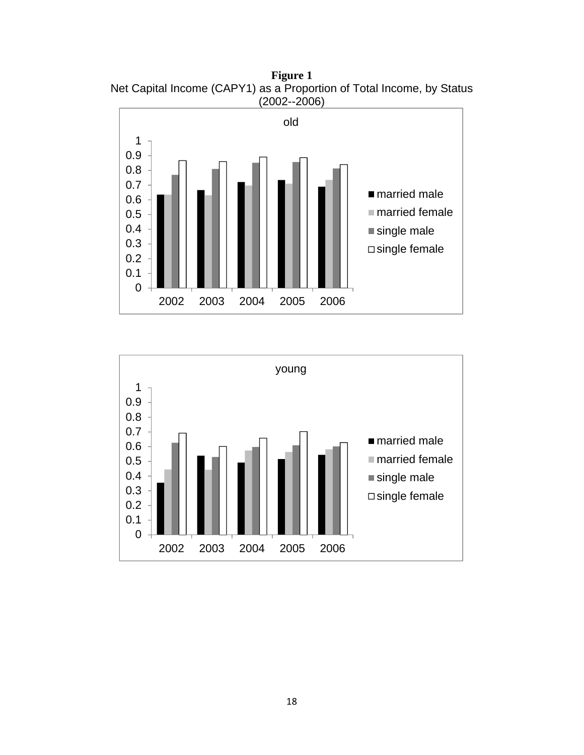**Figure 1**

Net Capital Income (CAPY1) as a Proportion of Total Income, by Status (2002--2006)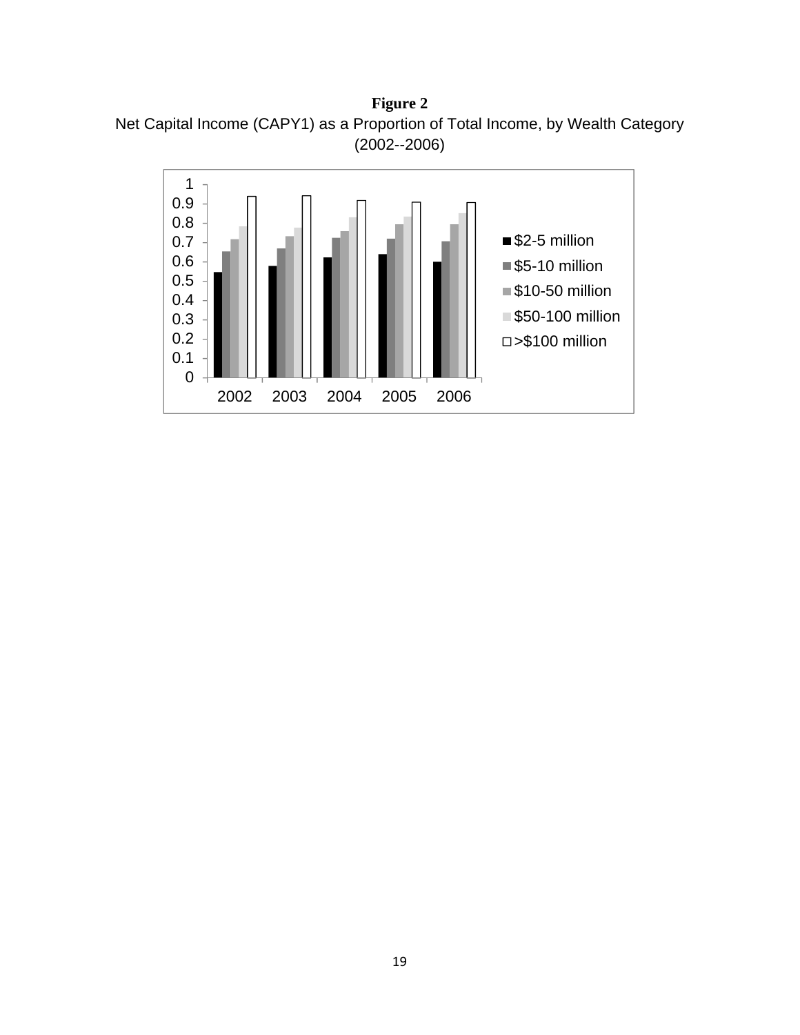**Figure 2**

Net Capital Income (CAPY1) as a Proportion of Total Income, by Wealth Category (2002--2006)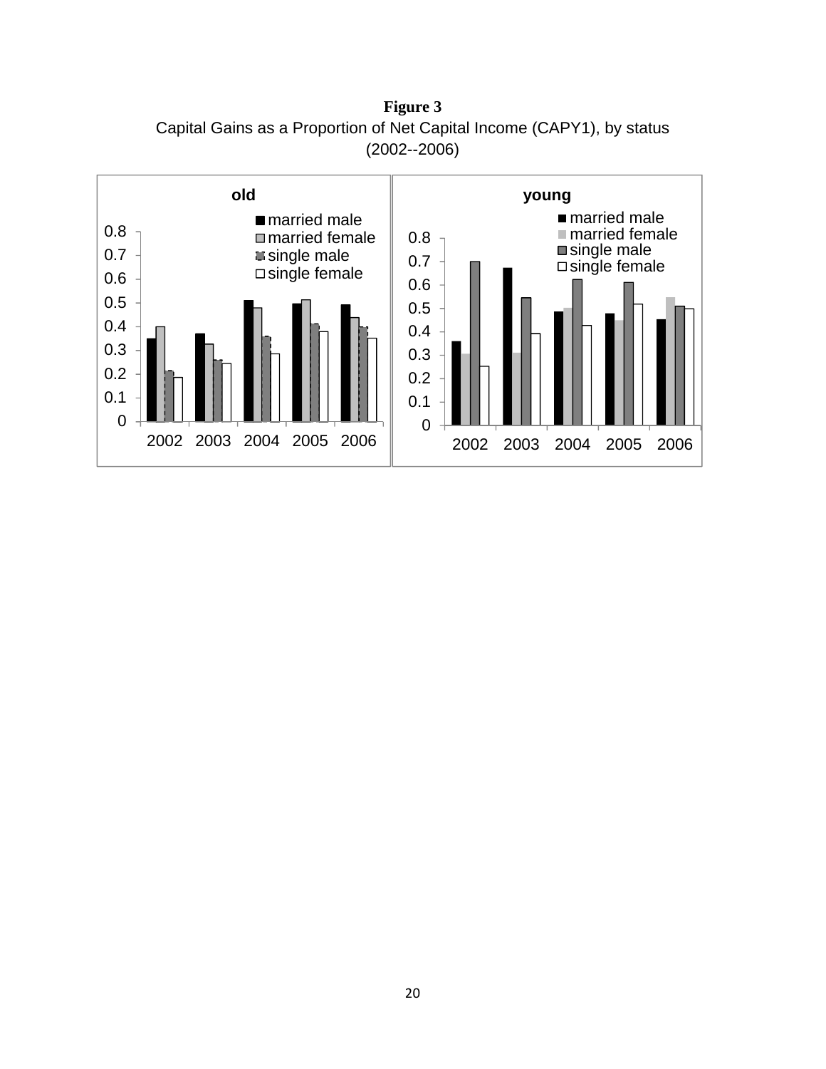**Figure 3**

Capital Gains as a Proportion of Net Capital Income (CAPY1), by status (2002--2006)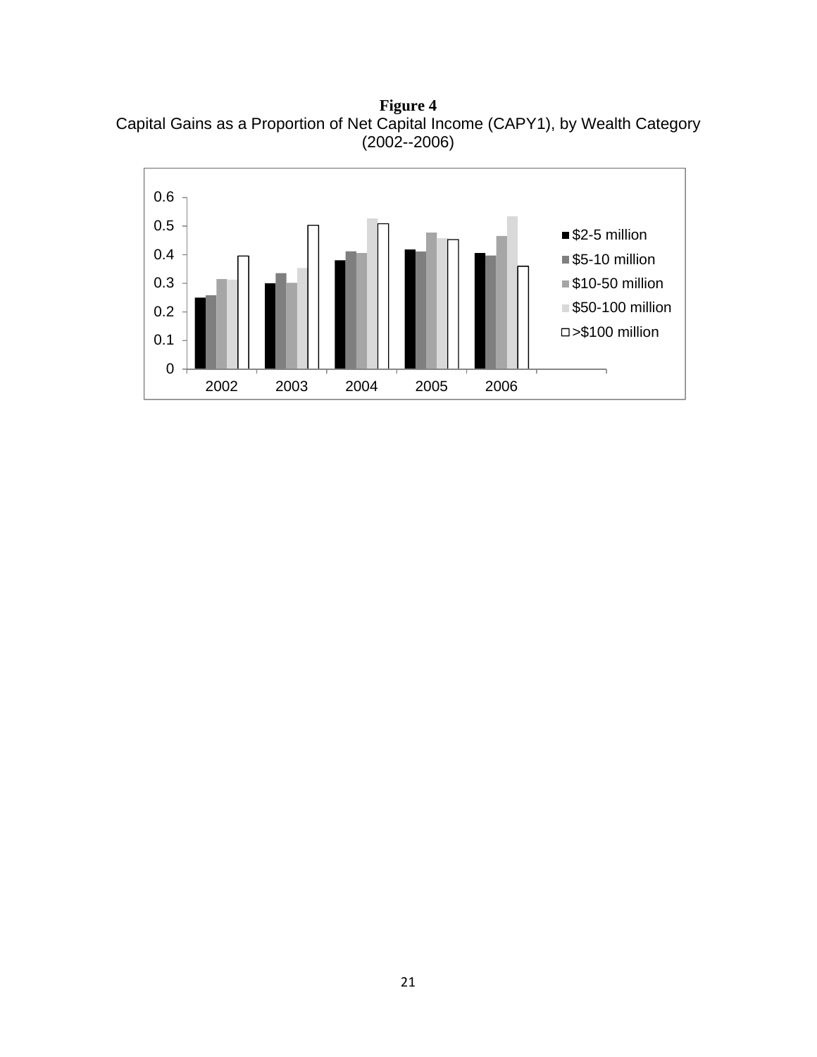**Figure 4**
Capital Gains as a Proportion of Net Capital Income (CAPY1), by Wealth Category (2002--2006)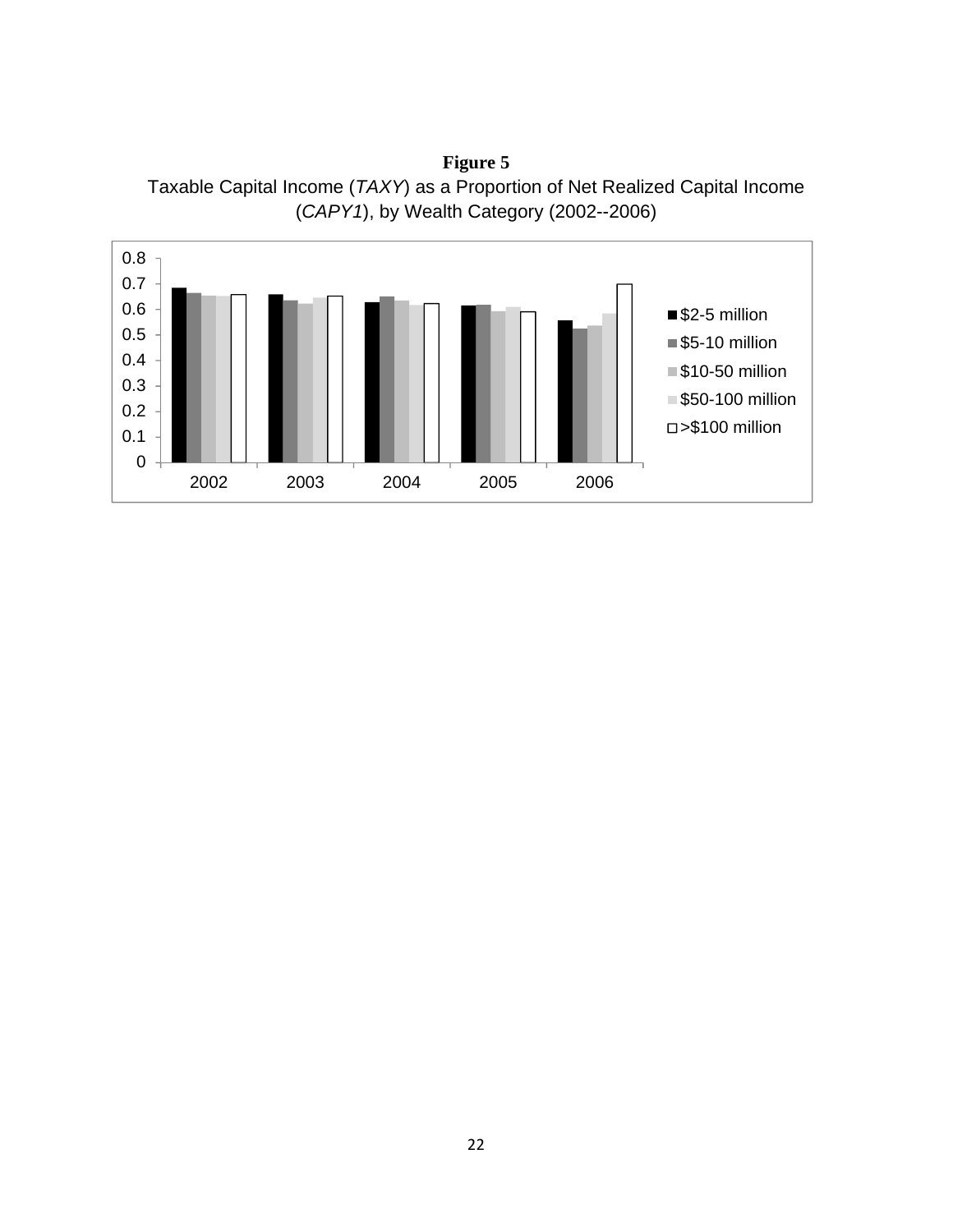**Figure 5**

Taxable Capital Income (*TAXY*) as a Proportion of Net Realized Capital Income (*CAPY1*), by Wealth Category (2002--2006)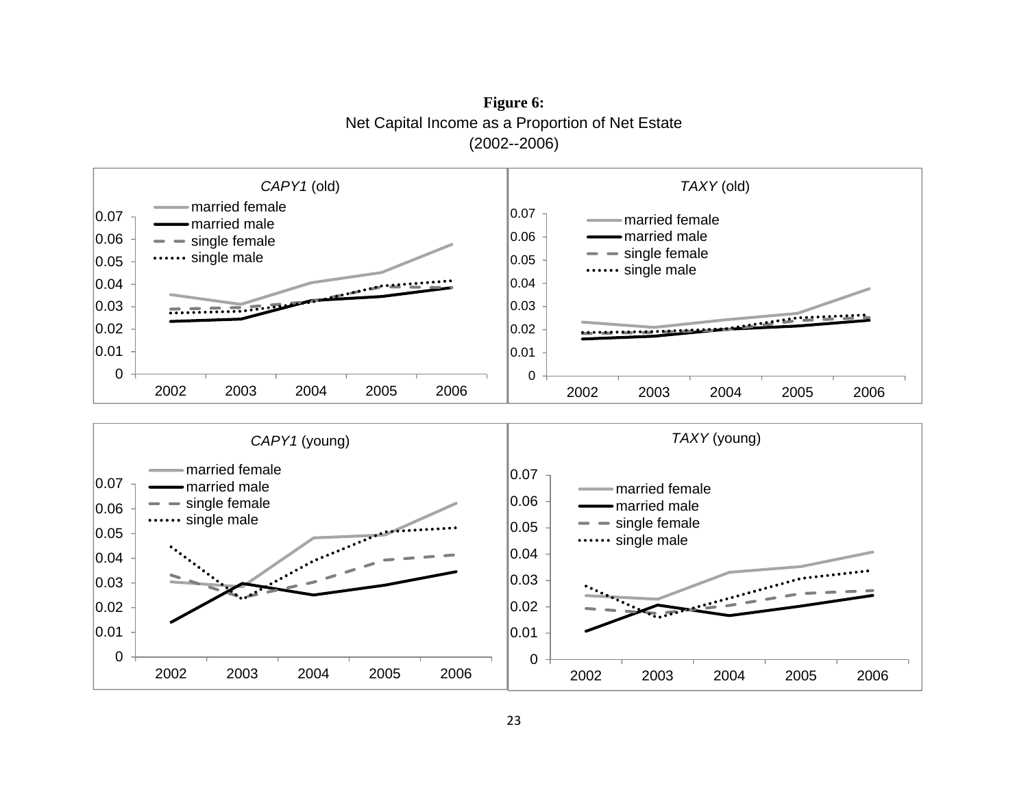**Figure 6:**
Net Capital Income as a Proportion of Net Estate
(2002--2006)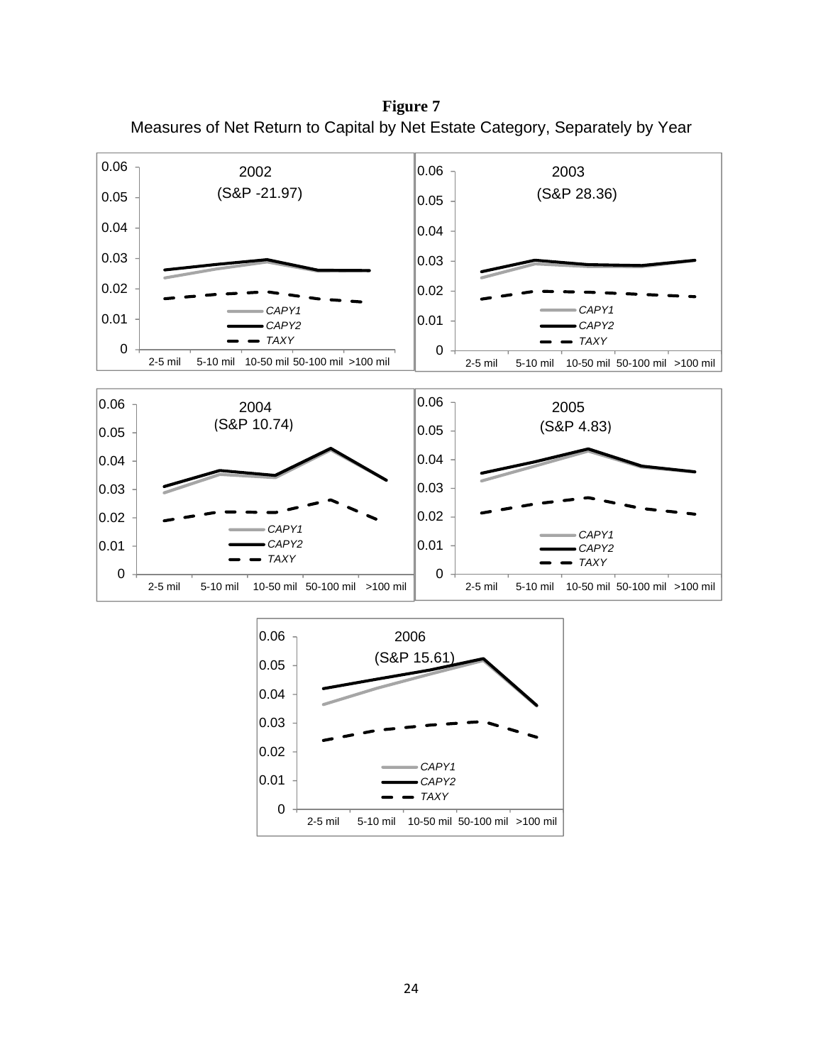**Figure 7**

Measures of Net Return to Capital by Net Estate Category, Separately by Year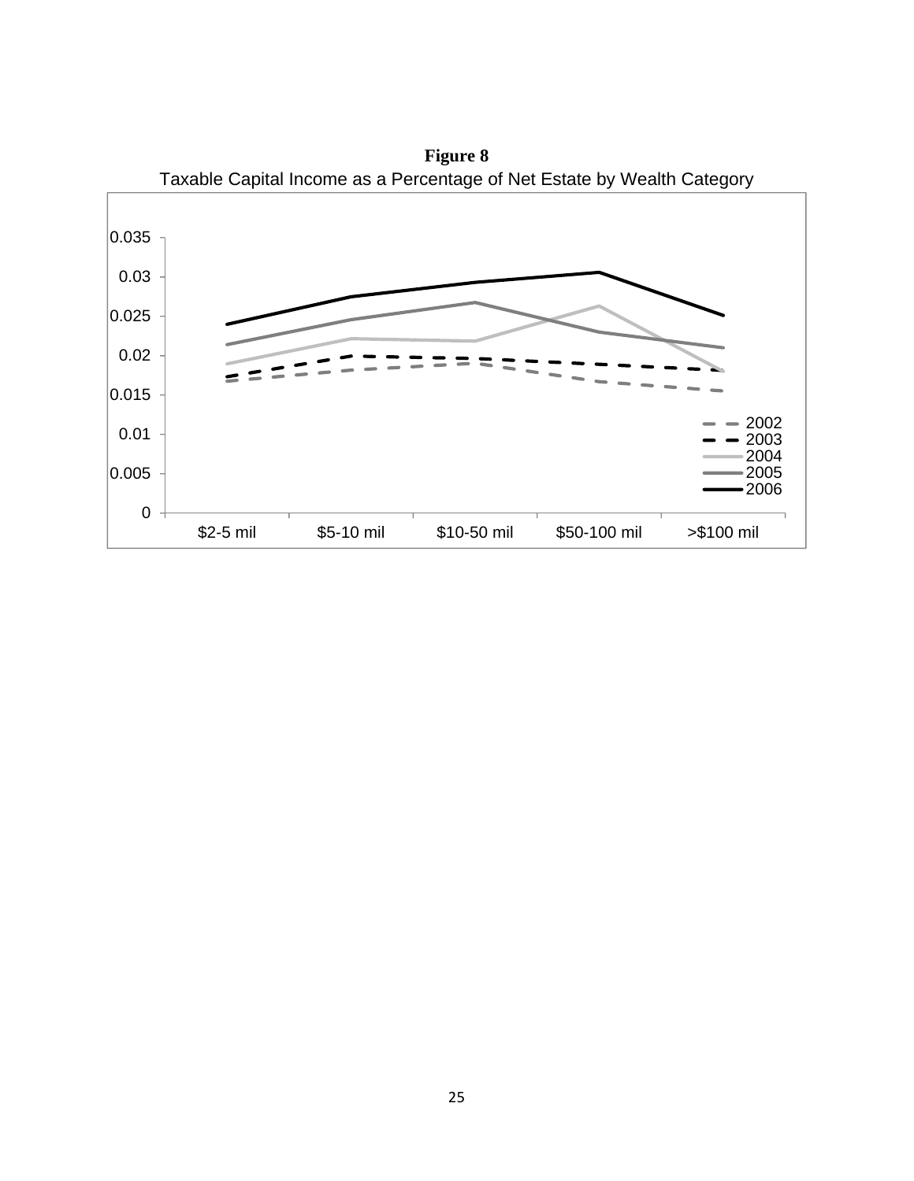**Figure 8**

Taxable Capital Income as a Percentage of Net Estate by Wealth Category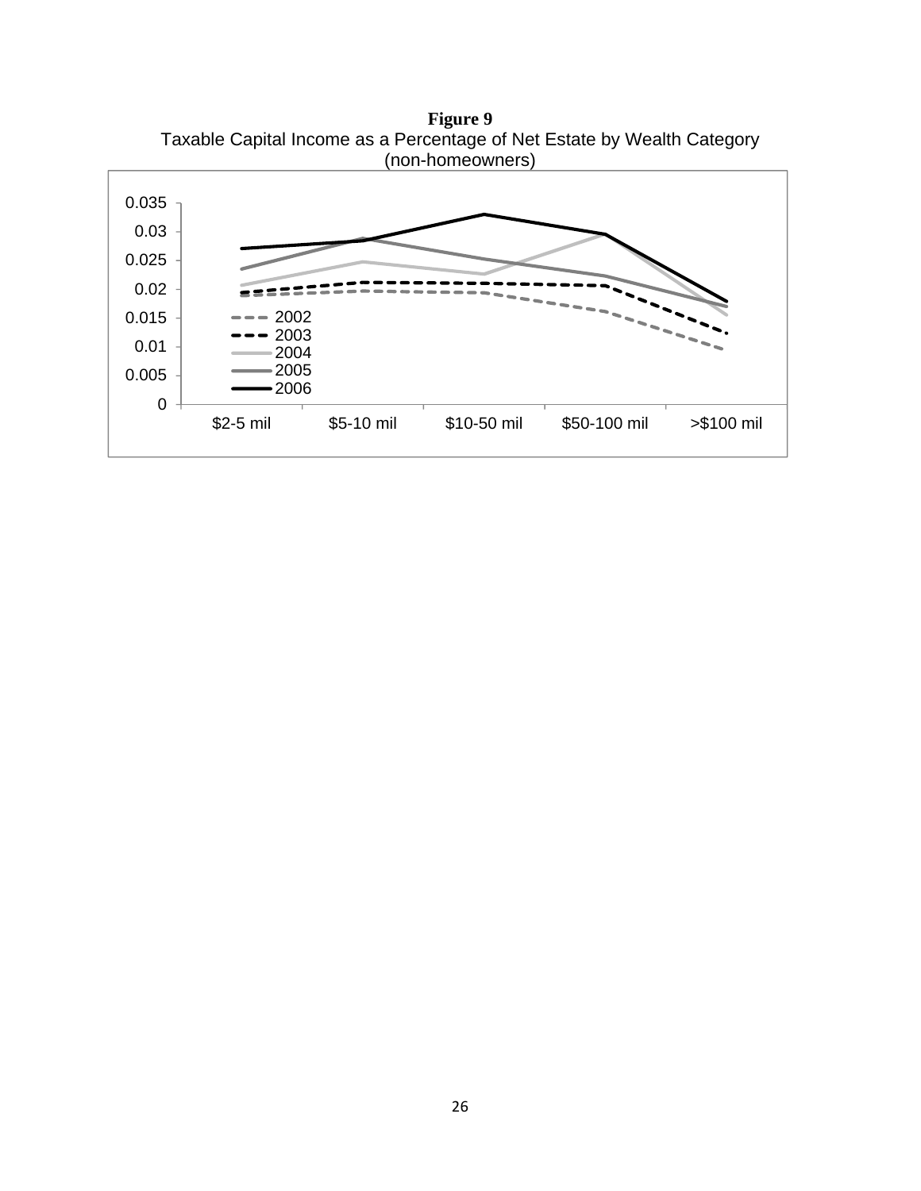**Figure 9**

Taxable Capital Income as a Percentage of Net Estate by Wealth Category (non-homeowners)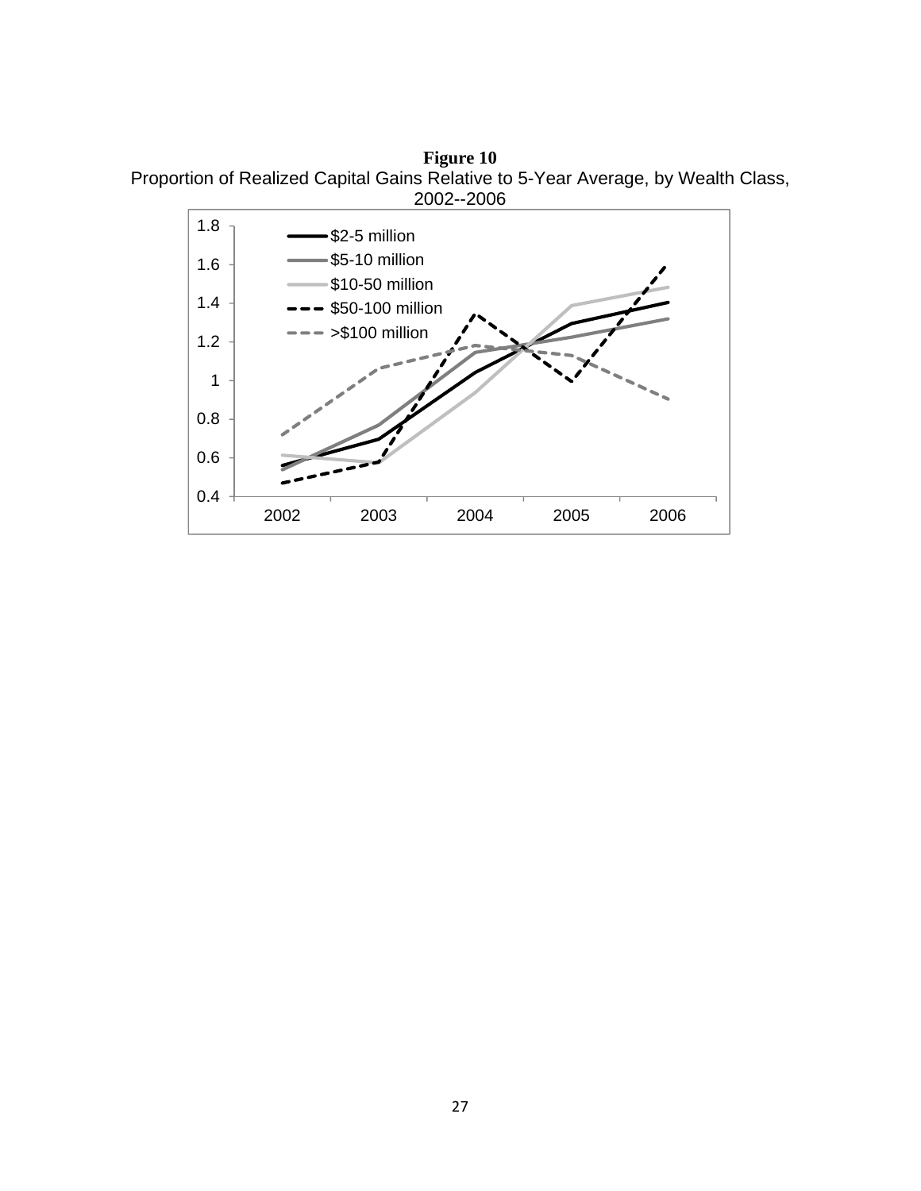**Figure 10**

Proportion of Realized Capital Gains Relative to 5-Year Average, by Wealth Class, 2002--2006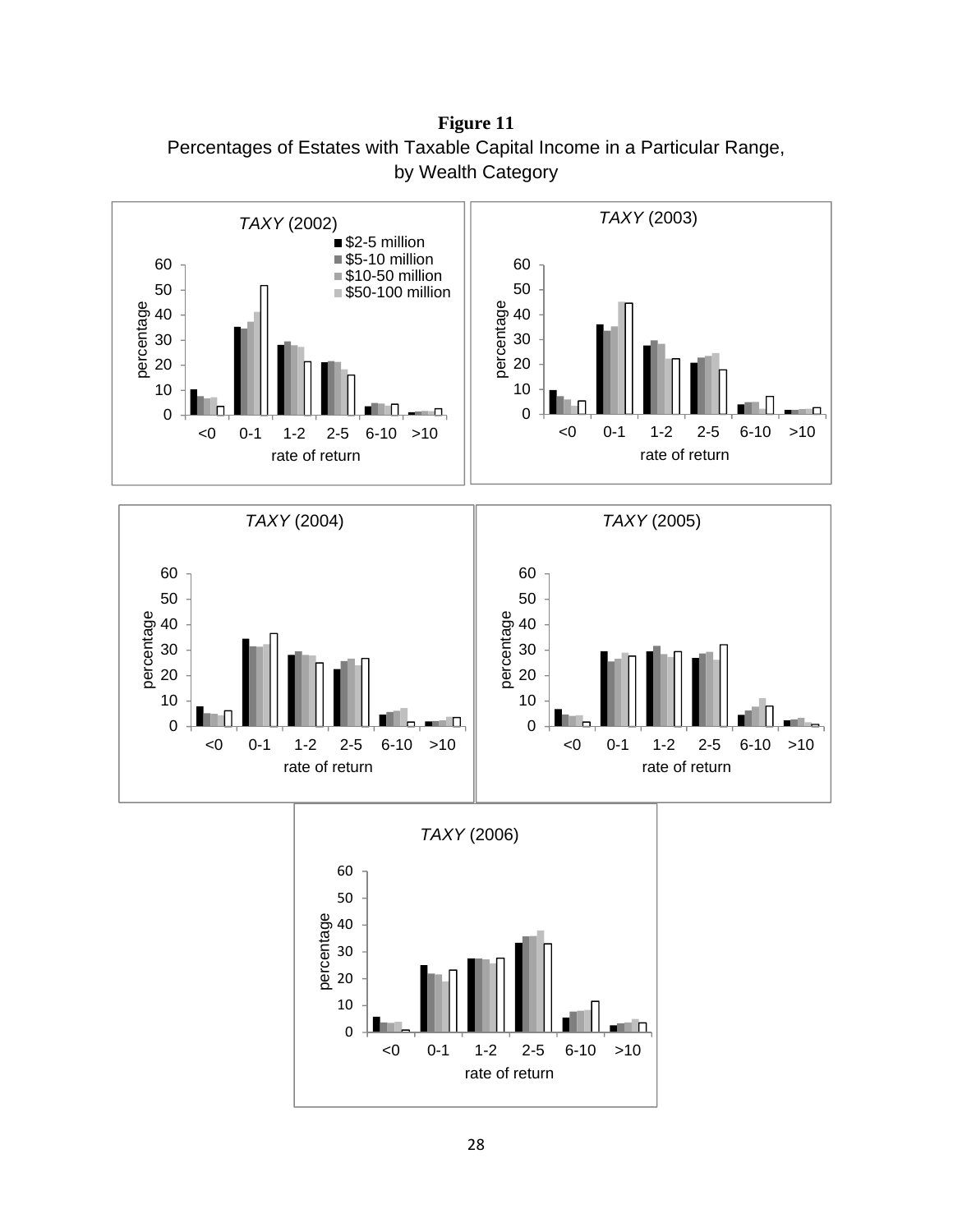**Figure 11**

Percentages of Estates with Taxable Capital Income in a Particular Range, by Wealth Category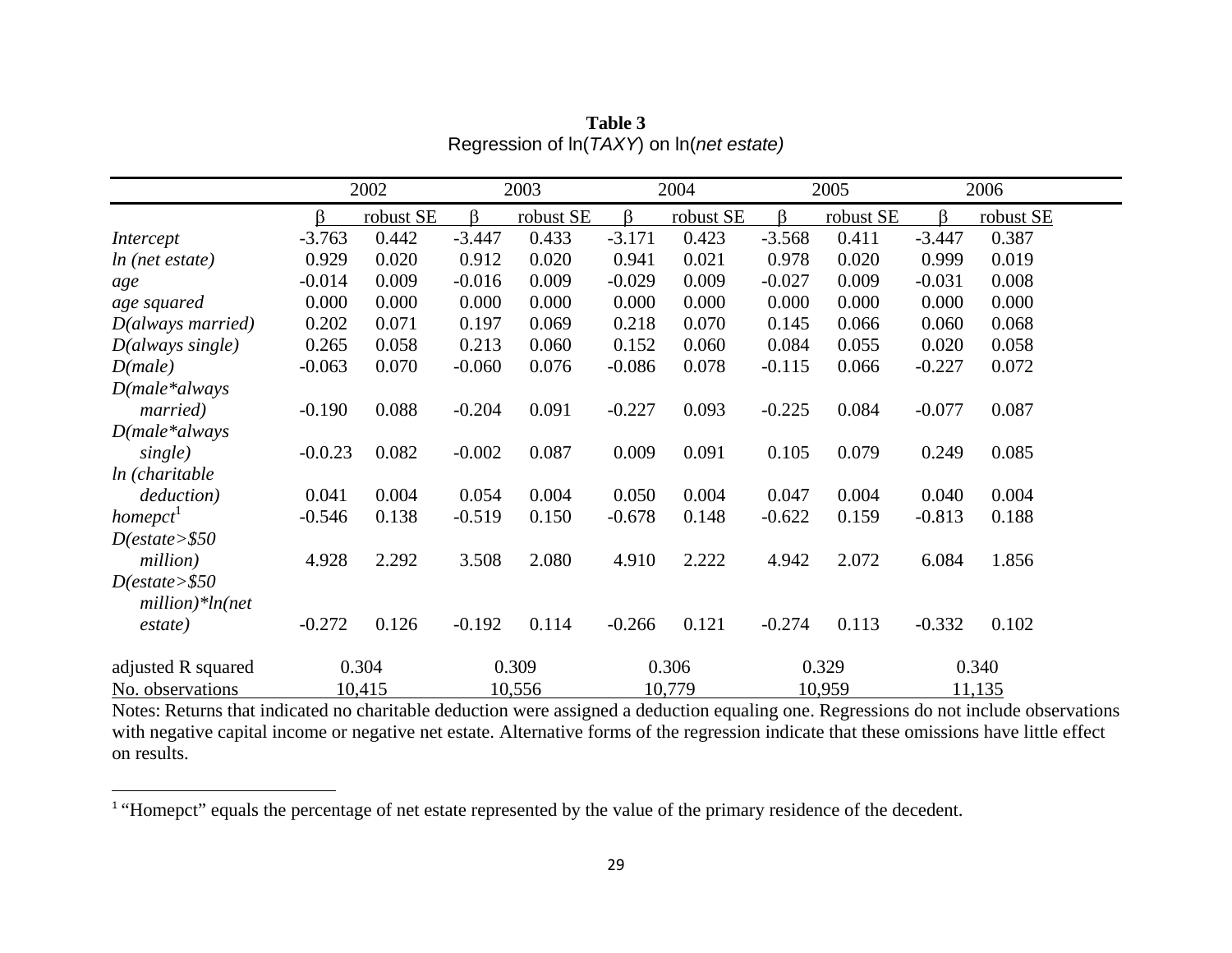**Table 3**

Regression of ln(*TAXY*) on ln(*net estate)*

| | 2002 | | 2003 | | 2004 | | 2005 | | 2006 | |
|---|---|---|---|---|---|---|---|---|---|---|
| | β | robust SE | β | robust SE | β | robust SE | β | robust SE | β | robust SE |
| *Intercept* | -3.763 | 0.442 | -3.447 | 0.433 | -3.171 | 0.423 | -3.568 | 0.411 | -3.447 | 0.387 |
| *ln (net estate)* | 0.929 | 0.020 | 0.912 | 0.020 | 0.941 | 0.021 | 0.978 | 0.020 | 0.999 | 0.019 |
| *age* | -0.014 | 0.009 | -0.016 | 0.009 | -0.029 | 0.009 | -0.027 | 0.009 | -0.031 | 0.008 |
| *age squared* | 0.000 | 0.000 | 0.000 | 0.000 | 0.000 | 0.000 | 0.000 | 0.000 | 0.000 | 0.000 |
| *D(always married)* | 0.202 | 0.071 | 0.197 | 0.069 | 0.218 | 0.070 | 0.145 | 0.066 | 0.060 | 0.068 |
| *D(always single)* | 0.265 | 0.058 | 0.213 | 0.060 | 0.152 | 0.060 | 0.084 | 0.055 | 0.020 | 0.058 |
| *D(male)* | -0.063 | 0.070 | -0.060 | 0.076 | -0.086 | 0.078 | -0.115 | 0.066 | -0.227 | 0.072 |
| *D(male\*always married)* | -0.190 | 0.088 | -0.204 | 0.091 | -0.227 | 0.093 | -0.225 | 0.084 | -0.077 | 0.087 |
| *D(male\*always single)* | -0.0.23 | 0.082 | -0.002 | 0.087 | 0.009 | 0.091 | 0.105 | 0.079 | 0.249 | 0.085 |
| *ln (charitable deduction)* | 0.041 | 0.004 | 0.054 | 0.004 | 0.050 | 0.004 | 0.047 | 0.004 | 0.040 | 0.004 |
| *homepct*[1] | -0.546 | 0.138 | -0.519 | 0.150 | -0.678 | 0.148 | -0.622 | 0.159 | -0.813 | 0.188 |
| *D(estate>$50 million)* | 4.928 | 2.292 | 3.508 | 2.080 | 4.910 | 2.222 | 4.942 | 2.072 | 6.084 | 1.856 |
| *D(estate>$50 million)\*ln(net estate)* | -0.272 | 0.126 | -0.192 | 0.114 | -0.266 | 0.121 | -0.274 | 0.113 | -0.332 | 0.102 |
| adjusted R squared | 0.304 | | 0.309 | | 0.306 | | 0.329 | | 0.340 | |
| No. observations | 10,415 | | 10,556 | | 10,779 | | 10,959 | | 11,135 | |

Notes: Returns that indicated no charitable deduction were assigned a deduction equaling one. Regressions do not include observations with negative capital income or negative net estate. Alternative forms of the regression indicate that these omissions have little effect on results.

[1] "Homepct" equals the percentage of net estate represented by the value of the primary residence of the decedent.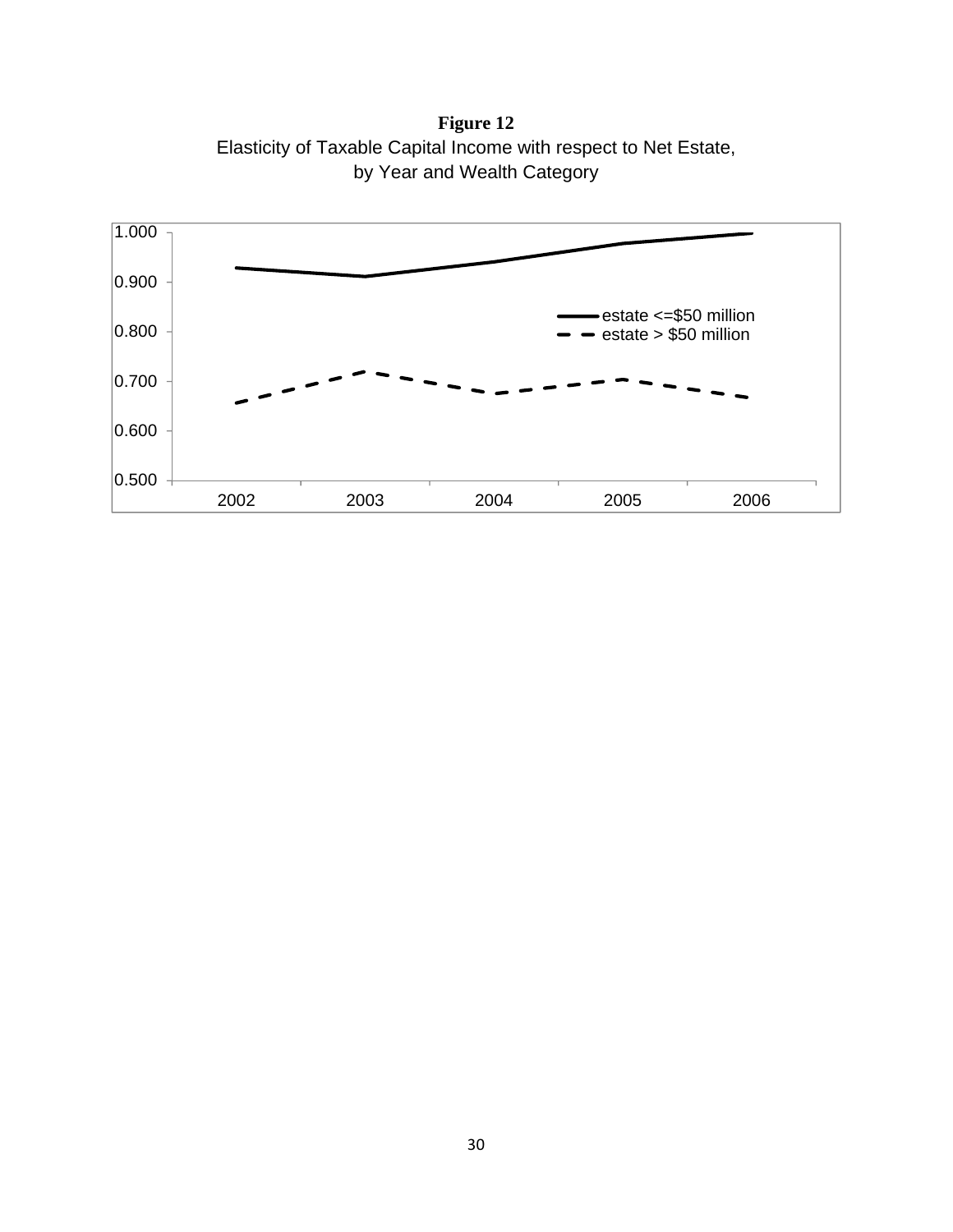**Figure 12**

Elasticity of Taxable Capital Income with respect to Net Estate, by Year and Wealth Category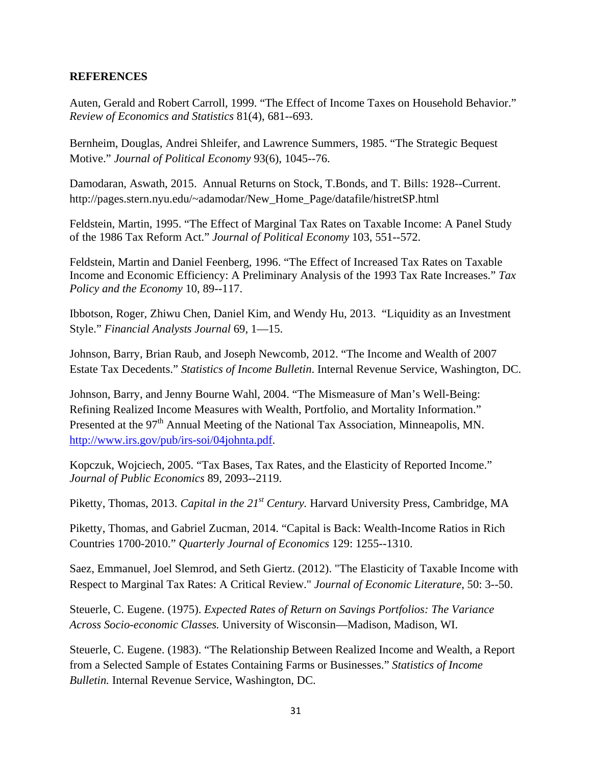## REFERENCES

Auten, Gerald and Robert Carroll, 1999. "The Effect of Income Taxes on Household Behavior." *Review of Economics and Statistics* 81(4), 681--693.

Bernheim, Douglas, Andrei Shleifer, and Lawrence Summers, 1985. "The Strategic Bequest Motive." *Journal of Political Economy* 93(6), 1045--76.

Damodaran, Aswath, 2015. Annual Returns on Stock, T.Bonds, and T. Bills: 1928--Current. http://pages.stern.nyu.edu/~adamodar/New_Home_Page/datafile/histretSP.html

Feldstein, Martin, 1995. "The Effect of Marginal Tax Rates on Taxable Income: A Panel Study of the 1986 Tax Reform Act." *Journal of Political Economy* 103, 551--572.

Feldstein, Martin and Daniel Feenberg, 1996. "The Effect of Increased Tax Rates on Taxable Income and Economic Efficiency: A Preliminary Analysis of the 1993 Tax Rate Increases." *Tax Policy and the Economy* 10, 89--117.

Ibbotson, Roger, Zhiwu Chen, Daniel Kim, and Wendy Hu, 2013. "Liquidity as an Investment Style." *Financial Analysts Journal* 69, 1—15.

Johnson, Barry, Brian Raub, and Joseph Newcomb, 2012. "The Income and Wealth of 2007 Estate Tax Decedents." *Statistics of Income Bulletin*. Internal Revenue Service, Washington, DC.

Johnson, Barry, and Jenny Bourne Wahl, 2004. "The Mismeasure of Man's Well-Being: Refining Realized Income Measures with Wealth, Portfolio, and Mortality Information." Presented at the 97th Annual Meeting of the National Tax Association, Minneapolis, MN. http://www.irs.gov/pub/irs-soi/04johnta.pdf.

Kopczuk, Wojciech, 2005. "Tax Bases, Tax Rates, and the Elasticity of Reported Income." *Journal of Public Economics* 89, 2093--2119.

Piketty, Thomas, 2013. *Capital in the 21st Century.* Harvard University Press, Cambridge, MA

Piketty, Thomas, and Gabriel Zucman, 2014. "Capital is Back: Wealth-Income Ratios in Rich Countries 1700-2010." *Quarterly Journal of Economics* 129: 1255--1310.

Saez, Emmanuel, Joel Slemrod, and Seth Giertz. (2012). "The Elasticity of Taxable Income with Respect to Marginal Tax Rates: A Critical Review." *Journal of Economic Literature*, 50: 3--50.

Steuerle, C. Eugene. (1975). *Expected Rates of Return on Savings Portfolios: The Variance Across Socio-economic Classes.* University of Wisconsin—Madison, Madison, WI.

Steuerle, C. Eugene. (1983). "The Relationship Between Realized Income and Wealth, a Report from a Selected Sample of Estates Containing Farms or Businesses." *Statistics of Income Bulletin.* Internal Revenue Service, Washington, DC.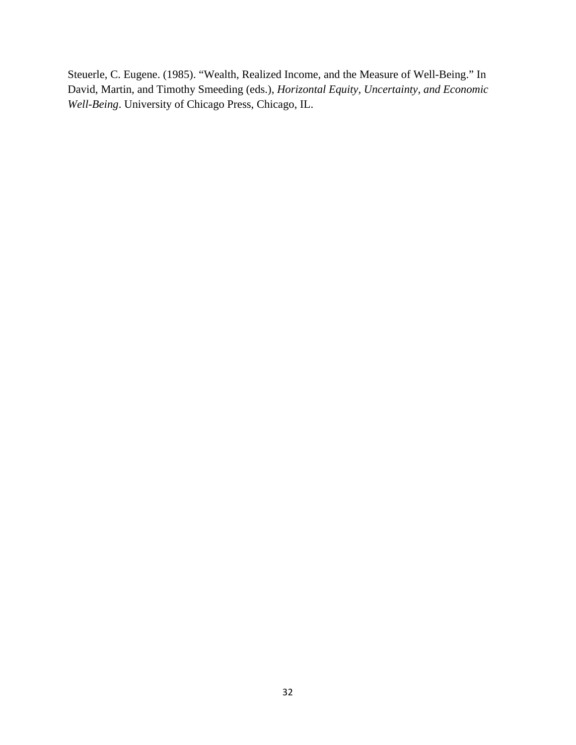Steuerle, C. Eugene. (1985). "Wealth, Realized Income, and the Measure of Well-Being." In David, Martin, and Timothy Smeeding (eds.), *Horizontal Equity, Uncertainty, and Economic Well-Being*. University of Chicago Press, Chicago, IL.